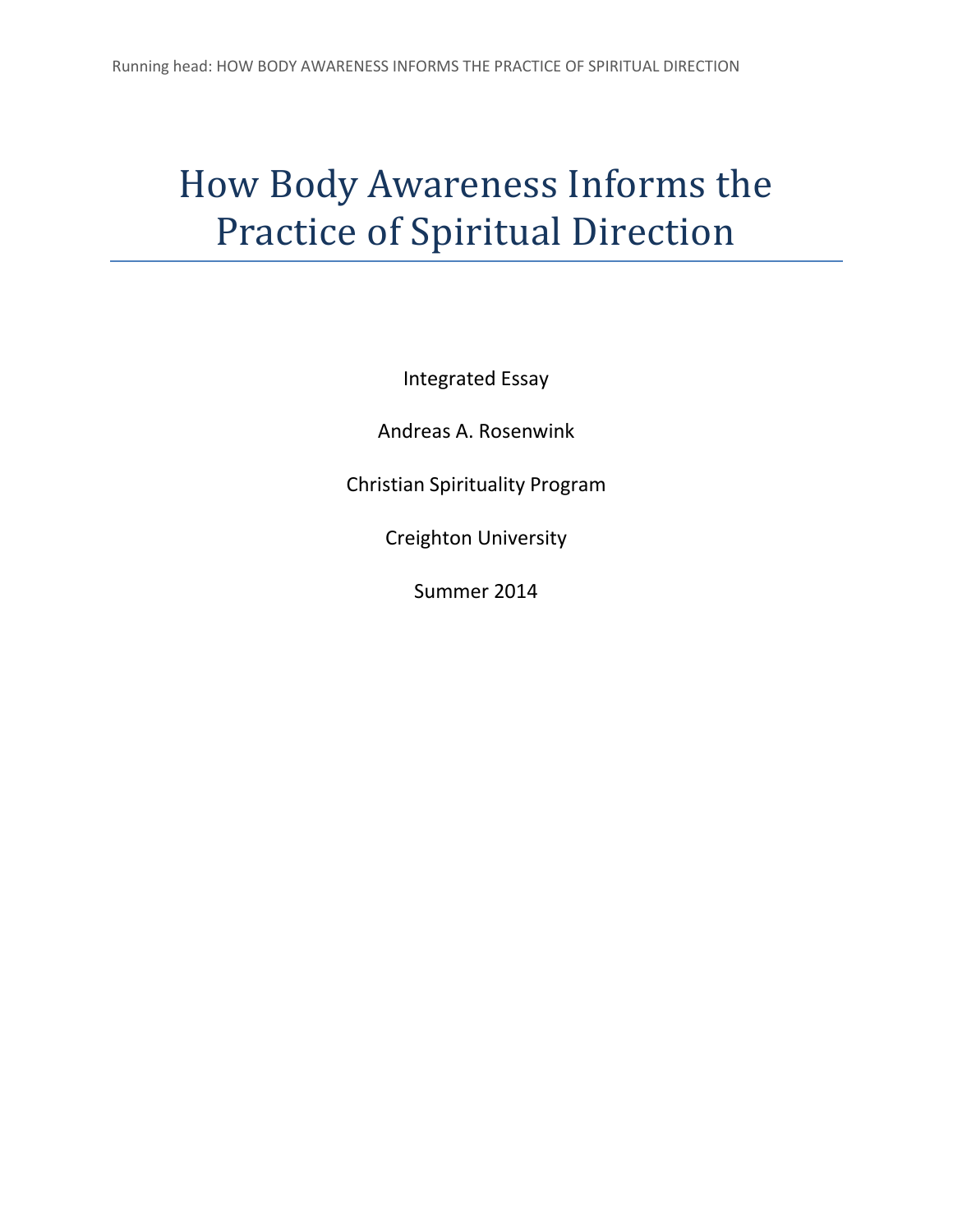# How Body Awareness Informs the Practice of Spiritual Direction

Integrated Essay

Andreas A. Rosenwink

Christian Spirituality Program

Creighton University

Summer 2014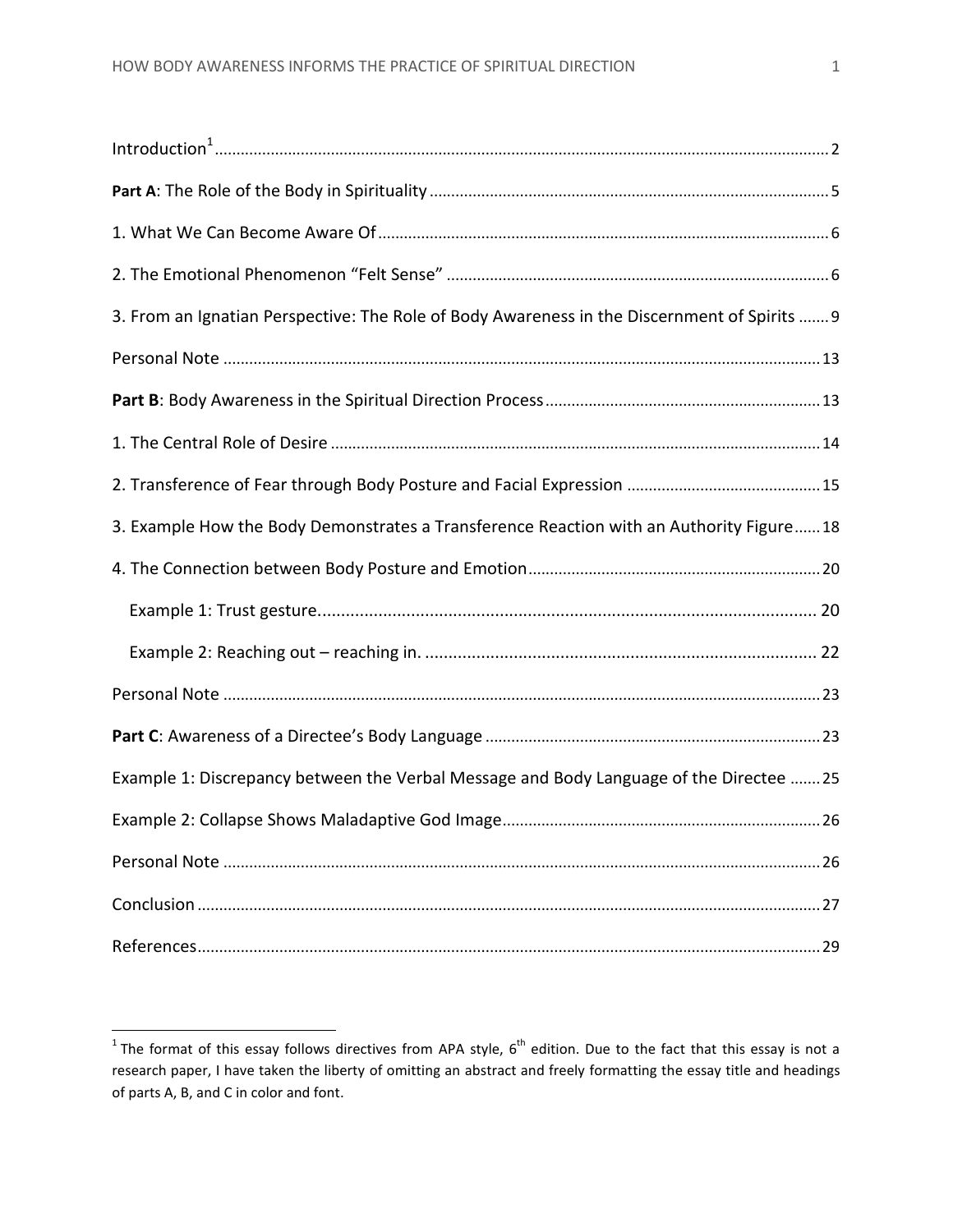Introduction[1] ............ 2

**Part A**: The Role of the Body in Spirituality ............ 5

1. What We Can Become Aware Of ............ 6

2. The Emotional Phenomenon "Felt Sense" ............ 6

3. From an Ignatian Perspective: The Role of Body Awareness in the Discernment of Spirits ............ 9

Personal Note ............ 13

**Part B**: Body Awareness in the Spiritual Direction Process ............ 13

1. The Central Role of Desire ............ 14

2. Transference of Fear through Body Posture and Facial Expression ............ 15

3. Example How the Body Demonstrates a Transference Reaction with an Authority Figure ............ 18

4. The Connection between Body Posture and Emotion ............ 20

   Example 1: Trust gesture. ............ 20

   Example 2: Reaching out – reaching in. ............ 22

Personal Note ............ 23

**Part C**: Awareness of a Directee's Body Language ............ 23

Example 1: Discrepancy between the Verbal Message and Body Language of the Directee ............ 25

Example 2: Collapse Shows Maladaptive God Image ............ 26

Personal Note ............ 26

Conclusion ............ 27

References ............ 29

---

[1] The format of this essay follows directives from APA style, 6th edition. Due to the fact that this essay is not a research paper, I have taken the liberty of omitting an abstract and freely formatting the essay title and headings of parts A, B, and C in color and font.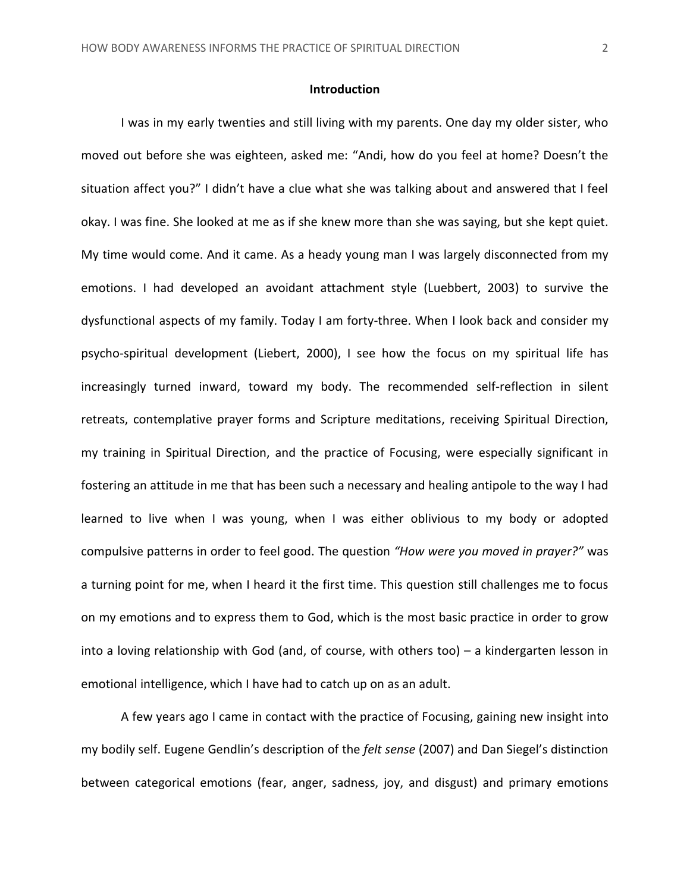## Introduction

I was in my early twenties and still living with my parents. One day my older sister, who moved out before she was eighteen, asked me: "Andi, how do you feel at home? Doesn't the situation affect you?" I didn't have a clue what she was talking about and answered that I feel okay. I was fine. She looked at me as if she knew more than she was saying, but she kept quiet. My time would come. And it came. As a heady young man I was largely disconnected from my emotions. I had developed an avoidant attachment style (Luebbert, 2003) to survive the dysfunctional aspects of my family. Today I am forty-three. When I look back and consider my psycho-spiritual development (Liebert, 2000), I see how the focus on my spiritual life has increasingly turned inward, toward my body. The recommended self-reflection in silent retreats, contemplative prayer forms and Scripture meditations, receiving Spiritual Direction, my training in Spiritual Direction, and the practice of Focusing, were especially significant in fostering an attitude in me that has been such a necessary and healing antipole to the way I had learned to live when I was young, when I was either oblivious to my body or adopted compulsive patterns in order to feel good. The question *"How were you moved in prayer?"* was a turning point for me, when I heard it the first time. This question still challenges me to focus on my emotions and to express them to God, which is the most basic practice in order to grow into a loving relationship with God (and, of course, with others too) – a kindergarten lesson in emotional intelligence, which I have had to catch up on as an adult.

A few years ago I came in contact with the practice of Focusing, gaining new insight into my bodily self. Eugene Gendlin's description of the *felt sense* (2007) and Dan Siegel's distinction between categorical emotions (fear, anger, sadness, joy, and disgust) and primary emotions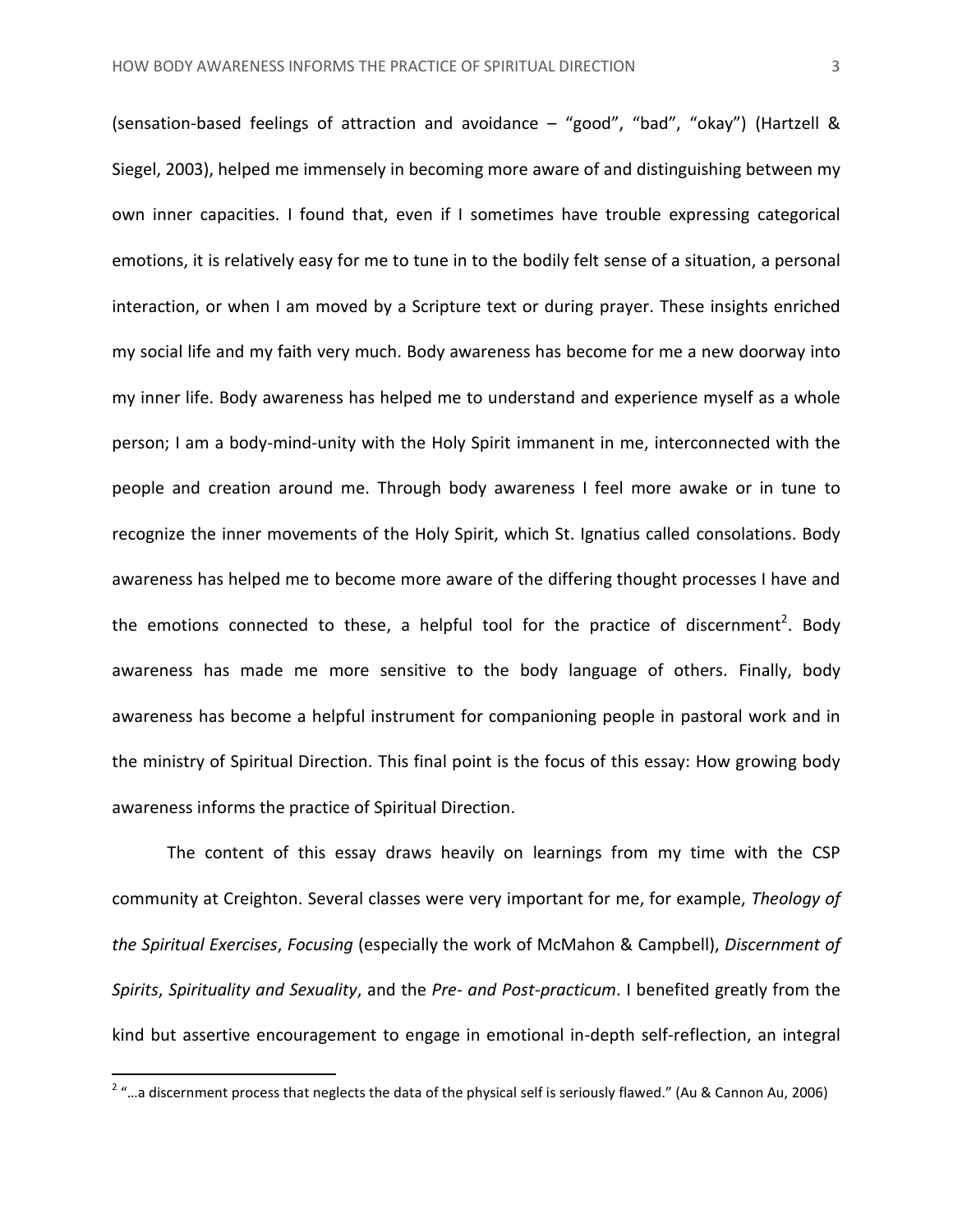(sensation-based feelings of attraction and avoidance – "good", "bad", "okay") (Hartzell & Siegel, 2003), helped me immensely in becoming more aware of and distinguishing between my own inner capacities. I found that, even if I sometimes have trouble expressing categorical emotions, it is relatively easy for me to tune in to the bodily felt sense of a situation, a personal interaction, or when I am moved by a Scripture text or during prayer. These insights enriched my social life and my faith very much. Body awareness has become for me a new doorway into my inner life. Body awareness has helped me to understand and experience myself as a whole person; I am a body-mind-unity with the Holy Spirit immanent in me, interconnected with the people and creation around me. Through body awareness I feel more awake or in tune to recognize the inner movements of the Holy Spirit, which St. Ignatius called consolations. Body awareness has helped me to become more aware of the differing thought processes I have and the emotions connected to these, a helpful tool for the practice of discernment[2]. Body awareness has made me more sensitive to the body language of others. Finally, body awareness has become a helpful instrument for companioning people in pastoral work and in the ministry of Spiritual Direction. This final point is the focus of this essay: How growing body awareness informs the practice of Spiritual Direction.

The content of this essay draws heavily on learnings from my time with the CSP community at Creighton. Several classes were very important for me, for example, *Theology of the Spiritual Exercises*, *Focusing* (especially the work of McMahon & Campbell), *Discernment of Spirits*, *Spirituality and Sexuality*, and the *Pre- and Post-practicum*. I benefited greatly from the kind but assertive encouragement to engage in emotional in-depth self-reflection, an integral

[2] "…a discernment process that neglects the data of the physical self is seriously flawed." (Au & Cannon Au, 2006)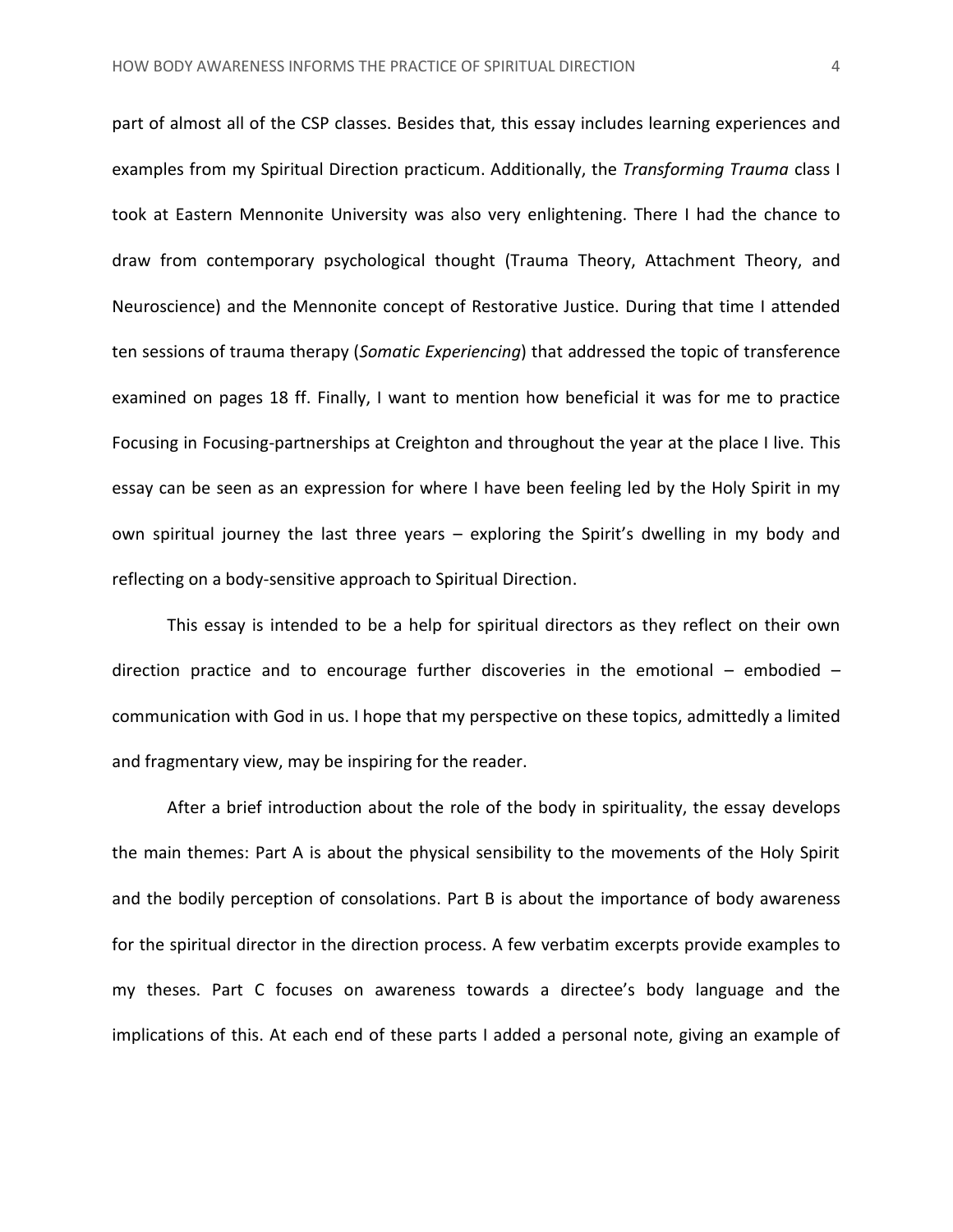part of almost all of the CSP classes. Besides that, this essay includes learning experiences and examples from my Spiritual Direction practicum. Additionally, the *Transforming Trauma* class I took at Eastern Mennonite University was also very enlightening. There I had the chance to draw from contemporary psychological thought (Trauma Theory, Attachment Theory, and Neuroscience) and the Mennonite concept of Restorative Justice. During that time I attended ten sessions of trauma therapy (*Somatic Experiencing*) that addressed the topic of transference examined on pages 18 ff. Finally, I want to mention how beneficial it was for me to practice Focusing in Focusing-partnerships at Creighton and throughout the year at the place I live. This essay can be seen as an expression for where I have been feeling led by the Holy Spirit in my own spiritual journey the last three years – exploring the Spirit's dwelling in my body and reflecting on a body-sensitive approach to Spiritual Direction.

This essay is intended to be a help for spiritual directors as they reflect on their own direction practice and to encourage further discoveries in the emotional – embodied – communication with God in us. I hope that my perspective on these topics, admittedly a limited and fragmentary view, may be inspiring for the reader.

After a brief introduction about the role of the body in spirituality, the essay develops the main themes: Part A is about the physical sensibility to the movements of the Holy Spirit and the bodily perception of consolations. Part B is about the importance of body awareness for the spiritual director in the direction process. A few verbatim excerpts provide examples to my theses. Part C focuses on awareness towards a directee's body language and the implications of this. At each end of these parts I added a personal note, giving an example of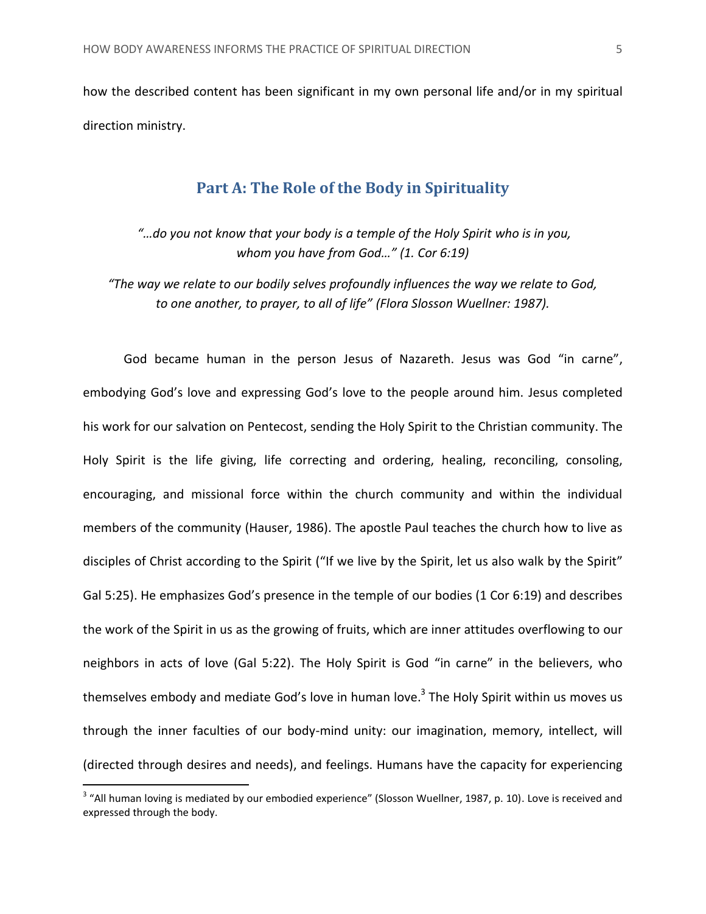how the described content has been significant in my own personal life and/or in my spiritual direction ministry.

## Part A: The Role of the Body in Spirituality

*"…do you not know that your body is a temple of the Holy Spirit who is in you, whom you have from God…" (1. Cor 6:19)*

*"The way we relate to our bodily selves profoundly influences the way we relate to God, to one another, to prayer, to all of life" (Flora Slosson Wuellner: 1987).*

God became human in the person Jesus of Nazareth. Jesus was God "in carne", embodying God's love and expressing God's love to the people around him. Jesus completed his work for our salvation on Pentecost, sending the Holy Spirit to the Christian community. The Holy Spirit is the life giving, life correcting and ordering, healing, reconciling, consoling, encouraging, and missional force within the church community and within the individual members of the community (Hauser, 1986). The apostle Paul teaches the church how to live as disciples of Christ according to the Spirit ("If we live by the Spirit, let us also walk by the Spirit" Gal 5:25). He emphasizes God's presence in the temple of our bodies (1 Cor 6:19) and describes the work of the Spirit in us as the growing of fruits, which are inner attitudes overflowing to our neighbors in acts of love (Gal 5:22). The Holy Spirit is God "in carne" in the believers, who themselves embody and mediate God's love in human love.[3] The Holy Spirit within us moves us through the inner faculties of our body-mind unity: our imagination, memory, intellect, will (directed through desires and needs), and feelings. Humans have the capacity for experiencing

[3] "All human loving is mediated by our embodied experience" (Slosson Wuellner, 1987, p. 10). Love is received and expressed through the body.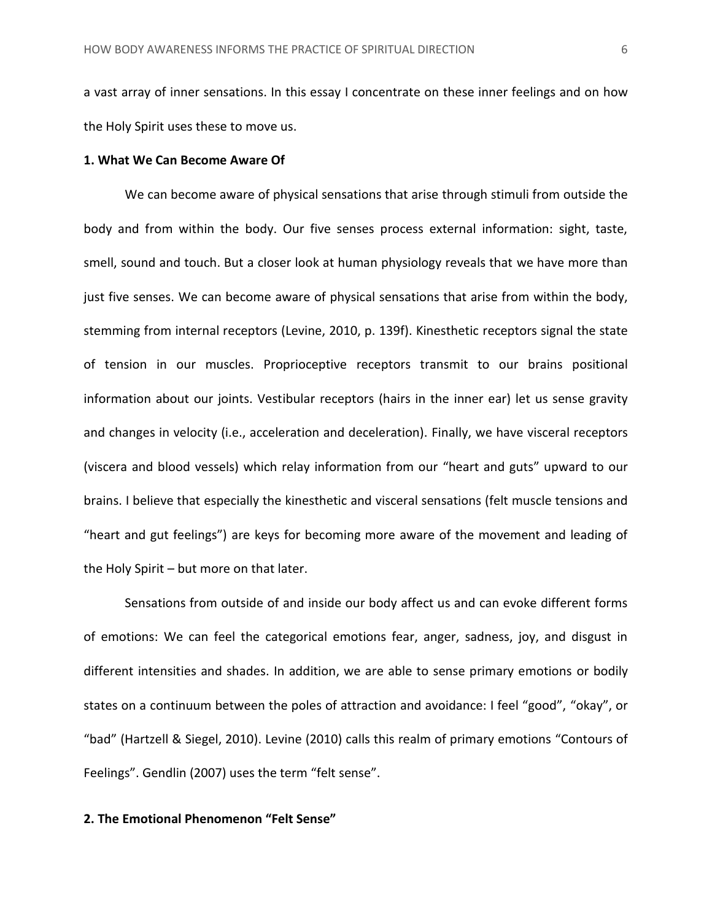a vast array of inner sensations. In this essay I concentrate on these inner feelings and on how the Holy Spirit uses these to move us.

**1. What We Can Become Aware Of**

We can become aware of physical sensations that arise through stimuli from outside the body and from within the body. Our five senses process external information: sight, taste, smell, sound and touch. But a closer look at human physiology reveals that we have more than just five senses. We can become aware of physical sensations that arise from within the body, stemming from internal receptors (Levine, 2010, p. 139f). Kinesthetic receptors signal the state of tension in our muscles. Proprioceptive receptors transmit to our brains positional information about our joints. Vestibular receptors (hairs in the inner ear) let us sense gravity and changes in velocity (i.e., acceleration and deceleration). Finally, we have visceral receptors (viscera and blood vessels) which relay information from our "heart and guts" upward to our brains. I believe that especially the kinesthetic and visceral sensations (felt muscle tensions and "heart and gut feelings") are keys for becoming more aware of the movement and leading of the Holy Spirit – but more on that later.

Sensations from outside of and inside our body affect us and can evoke different forms of emotions: We can feel the categorical emotions fear, anger, sadness, joy, and disgust in different intensities and shades. In addition, we are able to sense primary emotions or bodily states on a continuum between the poles of attraction and avoidance: I feel "good", "okay", or "bad" (Hartzell & Siegel, 2010). Levine (2010) calls this realm of primary emotions "Contours of Feelings". Gendlin (2007) uses the term "felt sense".

**2. The Emotional Phenomenon "Felt Sense"**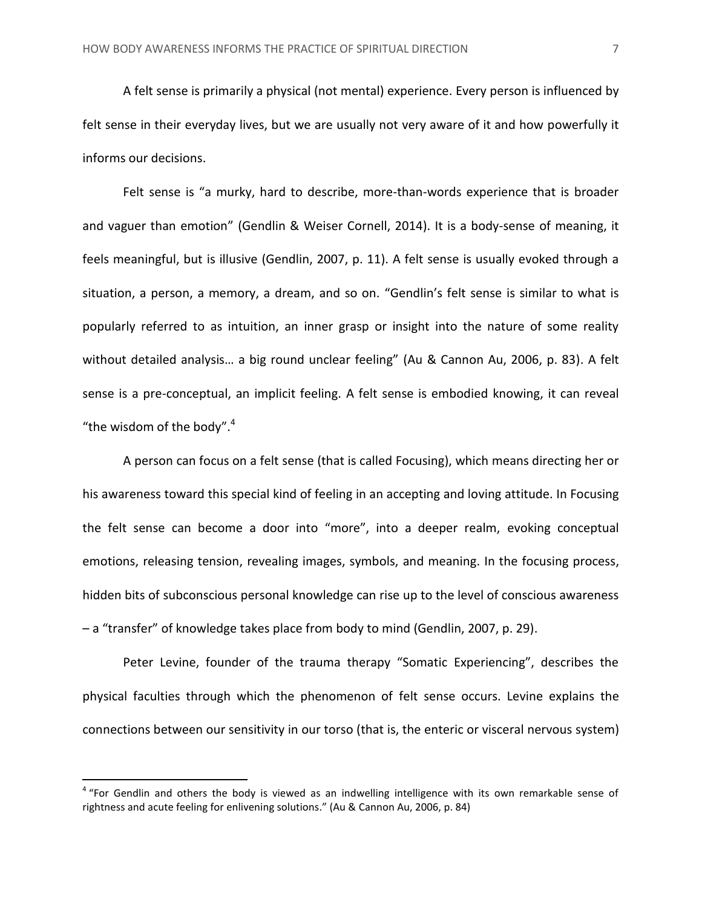A felt sense is primarily a physical (not mental) experience. Every person is influenced by felt sense in their everyday lives, but we are usually not very aware of it and how powerfully it informs our decisions.

Felt sense is "a murky, hard to describe, more-than-words experience that is broader and vaguer than emotion" (Gendlin & Weiser Cornell, 2014). It is a body-sense of meaning, it feels meaningful, but is illusive (Gendlin, 2007, p. 11). A felt sense is usually evoked through a situation, a person, a memory, a dream, and so on. "Gendlin's felt sense is similar to what is popularly referred to as intuition, an inner grasp or insight into the nature of some reality without detailed analysis… a big round unclear feeling" (Au & Cannon Au, 2006, p. 83). A felt sense is a pre-conceptual, an implicit feeling. A felt sense is embodied knowing, it can reveal "the wisdom of the body".[4]

A person can focus on a felt sense (that is called Focusing), which means directing her or his awareness toward this special kind of feeling in an accepting and loving attitude. In Focusing the felt sense can become a door into "more", into a deeper realm, evoking conceptual emotions, releasing tension, revealing images, symbols, and meaning. In the focusing process, hidden bits of subconscious personal knowledge can rise up to the level of conscious awareness – a "transfer" of knowledge takes place from body to mind (Gendlin, 2007, p. 29).

Peter Levine, founder of the trauma therapy "Somatic Experiencing", describes the physical faculties through which the phenomenon of felt sense occurs. Levine explains the connections between our sensitivity in our torso (that is, the enteric or visceral nervous system)

---

[4] "For Gendlin and others the body is viewed as an indwelling intelligence with its own remarkable sense of rightness and acute feeling for enlivening solutions." (Au & Cannon Au, 2006, p. 84)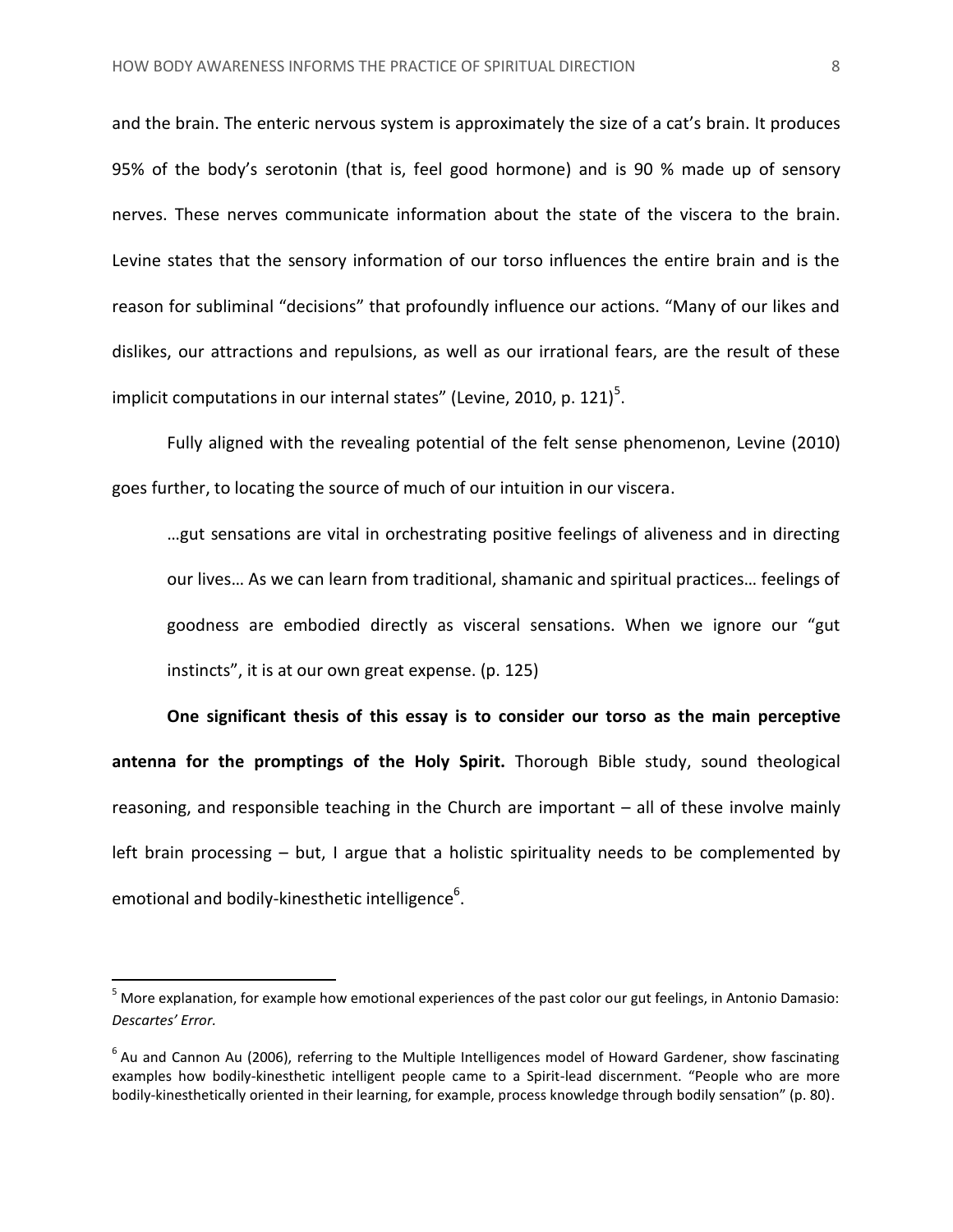and the brain. The enteric nervous system is approximately the size of a cat's brain. It produces 95% of the body's serotonin (that is, feel good hormone) and is 90 % made up of sensory nerves. These nerves communicate information about the state of the viscera to the brain. Levine states that the sensory information of our torso influences the entire brain and is the reason for subliminal "decisions" that profoundly influence our actions. "Many of our likes and dislikes, our attractions and repulsions, as well as our irrational fears, are the result of these implicit computations in our internal states" (Levine, 2010, p. 121)[5].

Fully aligned with the revealing potential of the felt sense phenomenon, Levine (2010) goes further, to locating the source of much of our intuition in our viscera.

> …gut sensations are vital in orchestrating positive feelings of aliveness and in directing our lives… As we can learn from traditional, shamanic and spiritual practices… feelings of goodness are embodied directly as visceral sensations. When we ignore our "gut instincts", it is at our own great expense. (p. 125)

**One significant thesis of this essay is to consider our torso as the main perceptive antenna for the promptings of the Holy Spirit.** Thorough Bible study, sound theological reasoning, and responsible teaching in the Church are important – all of these involve mainly left brain processing – but, I argue that a holistic spirituality needs to be complemented by emotional and bodily-kinesthetic intelligence[6].

---

[5] More explanation, for example how emotional experiences of the past color our gut feelings, in Antonio Damasio: *Descartes' Error.*

[6] Au and Cannon Au (2006), referring to the Multiple Intelligences model of Howard Gardener, show fascinating examples how bodily-kinesthetic intelligent people came to a Spirit-lead discernment. "People who are more bodily-kinesthetically oriented in their learning, for example, process knowledge through bodily sensation" (p. 80).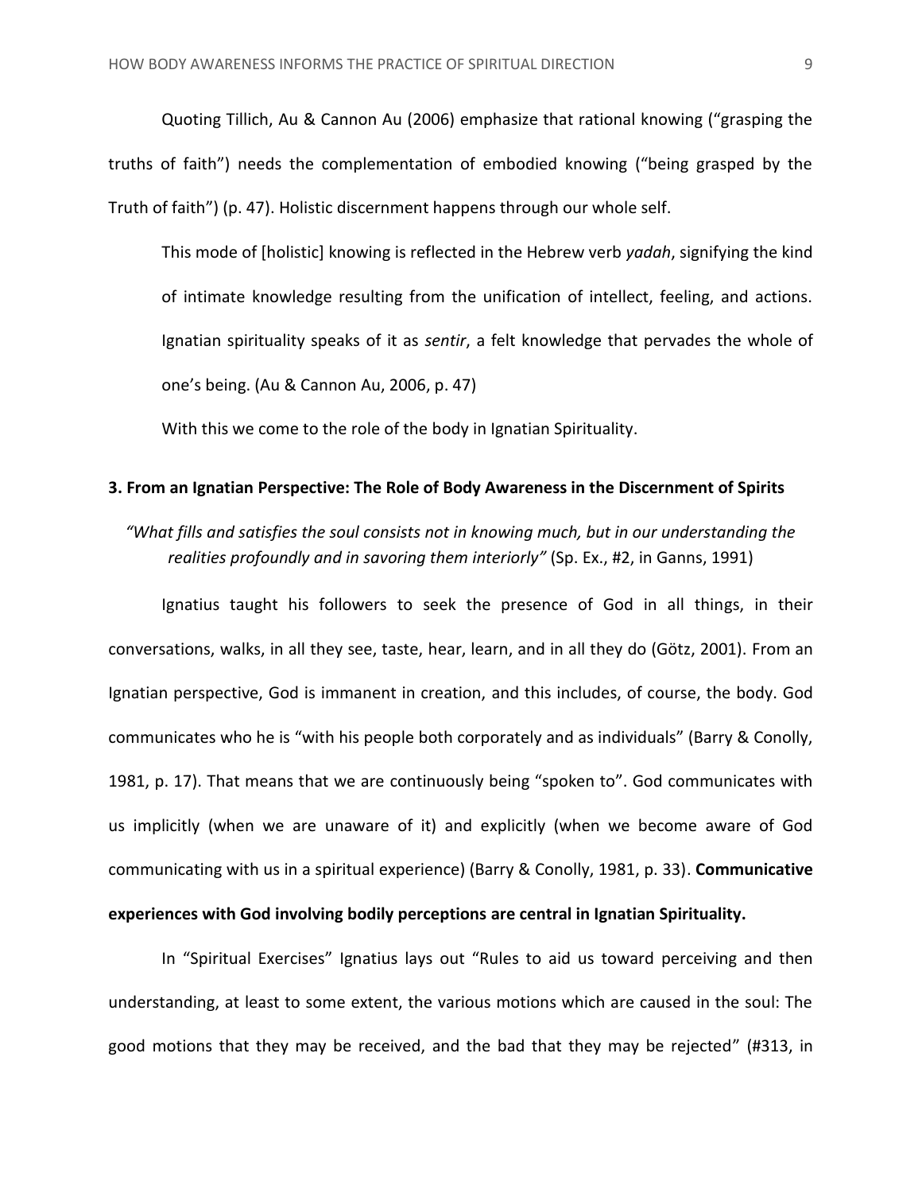Quoting Tillich, Au & Cannon Au (2006) emphasize that rational knowing ("grasping the truths of faith") needs the complementation of embodied knowing ("being grasped by the Truth of faith") (p. 47). Holistic discernment happens through our whole self.

> This mode of [holistic] knowing is reflected in the Hebrew verb *yadah*, signifying the kind of intimate knowledge resulting from the unification of intellect, feeling, and actions. Ignatian spirituality speaks of it as *sentir*, a felt knowledge that pervades the whole of one's being. (Au & Cannon Au, 2006, p. 47)

With this we come to the role of the body in Ignatian Spirituality.

### 3. From an Ignatian Perspective: The Role of Body Awareness in the Discernment of Spirits

*"What fills and satisfies the soul consists not in knowing much, but in our understanding the realities profoundly and in savoring them interiorly"* (Sp. Ex., #2, in Ganns, 1991)

Ignatius taught his followers to seek the presence of God in all things, in their conversations, walks, in all they see, taste, hear, learn, and in all they do (Götz, 2001). From an Ignatian perspective, God is immanent in creation, and this includes, of course, the body. God communicates who he is "with his people both corporately and as individuals" (Barry & Conolly, 1981, p. 17). That means that we are continuously being "spoken to". God communicates with us implicitly (when we are unaware of it) and explicitly (when we become aware of God communicating with us in a spiritual experience) (Barry & Conolly, 1981, p. 33). **Communicative experiences with God involving bodily perceptions are central in Ignatian Spirituality.**

In "Spiritual Exercises" Ignatius lays out "Rules to aid us toward perceiving and then understanding, at least to some extent, the various motions which are caused in the soul: The good motions that they may be received, and the bad that they may be rejected" (#313, in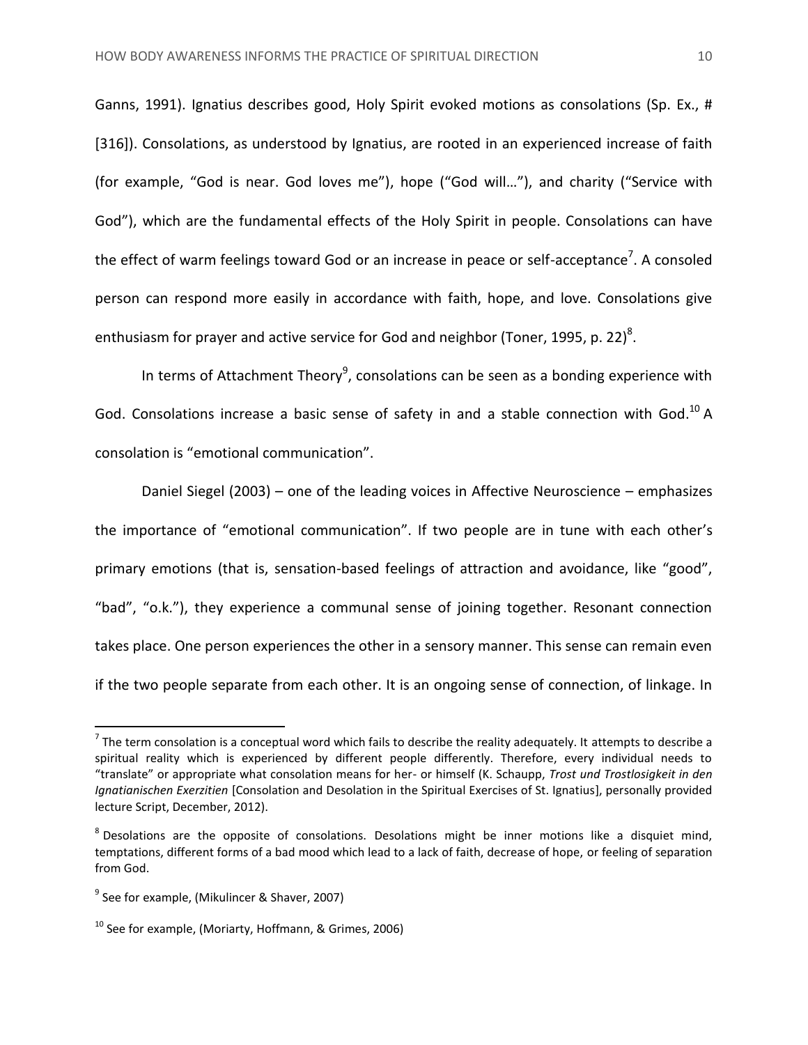Ganns, 1991). Ignatius describes good, Holy Spirit evoked motions as consolations (Sp. Ex., # [316]). Consolations, as understood by Ignatius, are rooted in an experienced increase of faith (for example, "God is near. God loves me"), hope ("God will…"), and charity ("Service with God"), which are the fundamental effects of the Holy Spirit in people. Consolations can have the effect of warm feelings toward God or an increase in peace or self-acceptance[7]. A consoled person can respond more easily in accordance with faith, hope, and love. Consolations give enthusiasm for prayer and active service for God and neighbor (Toner, 1995, p. 22)[8].

In terms of Attachment Theory[9], consolations can be seen as a bonding experience with God. Consolations increase a basic sense of safety in and a stable connection with God.[10] A consolation is "emotional communication".

Daniel Siegel (2003) – one of the leading voices in Affective Neuroscience – emphasizes the importance of "emotional communication". If two people are in tune with each other's primary emotions (that is, sensation-based feelings of attraction and avoidance, like "good", "bad", "o.k."), they experience a communal sense of joining together. Resonant connection takes place. One person experiences the other in a sensory manner. This sense can remain even if the two people separate from each other. It is an ongoing sense of connection, of linkage. In

---

[7] The term consolation is a conceptual word which fails to describe the reality adequately. It attempts to describe a spiritual reality which is experienced by different people differently. Therefore, every individual needs to "translate" or appropriate what consolation means for her- or himself (K. Schaupp, *Trost und Trostlosigkeit in den Ignatianischen Exerzitien* [Consolation and Desolation in the Spiritual Exercises of St. Ignatius], personally provided lecture Script, December, 2012).

[8] Desolations are the opposite of consolations. Desolations might be inner motions like a disquiet mind, temptations, different forms of a bad mood which lead to a lack of faith, decrease of hope, or feeling of separation from God.

[9] See for example, (Mikulincer & Shaver, 2007)

[10] See for example, (Moriarty, Hoffmann, & Grimes, 2006)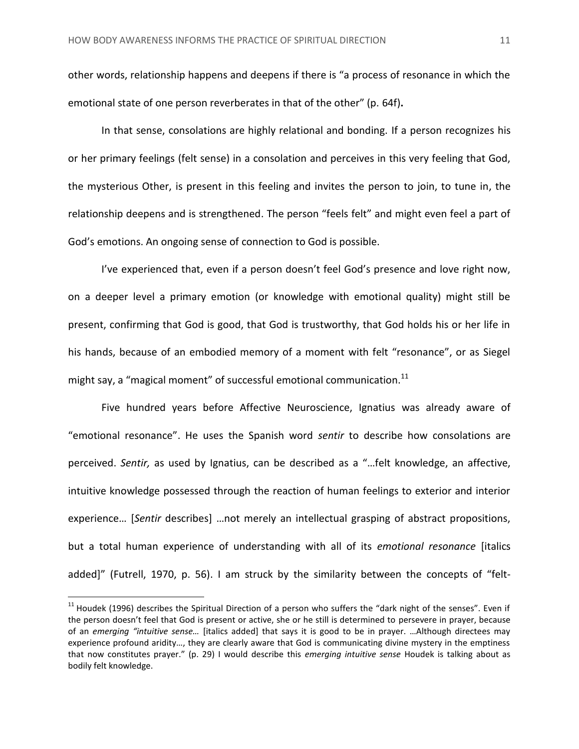other words, relationship happens and deepens if there is "a process of resonance in which the emotional state of one person reverberates in that of the other" (p. 64f)**.**

In that sense, consolations are highly relational and bonding. If a person recognizes his or her primary feelings (felt sense) in a consolation and perceives in this very feeling that God, the mysterious Other, is present in this feeling and invites the person to join, to tune in, the relationship deepens and is strengthened. The person "feels felt" and might even feel a part of God's emotions. An ongoing sense of connection to God is possible.

I've experienced that, even if a person doesn't feel God's presence and love right now, on a deeper level a primary emotion (or knowledge with emotional quality) might still be present, confirming that God is good, that God is trustworthy, that God holds his or her life in his hands, because of an embodied memory of a moment with felt "resonance", or as Siegel might say, a "magical moment" of successful emotional communication.[11]

Five hundred years before Affective Neuroscience, Ignatius was already aware of "emotional resonance". He uses the Spanish word *sentir* to describe how consolations are perceived. *Sentir,* as used by Ignatius, can be described as a "…felt knowledge, an affective, intuitive knowledge possessed through the reaction of human feelings to exterior and interior experience… [*Sentir* describes] …not merely an intellectual grasping of abstract propositions, but a total human experience of understanding with all of its *emotional resonance* [italics added]" (Futrell, 1970, p. 56). I am struck by the similarity between the concepts of "felt-

---

[11] Houdek (1996) describes the Spiritual Direction of a person who suffers the "dark night of the senses". Even if the person doesn't feel that God is present or active, she or he still is determined to persevere in prayer, because of an *emerging "intuitive sense…* [italics added] that says it is good to be in prayer. …Although directees may experience profound aridity…, they are clearly aware that God is communicating divine mystery in the emptiness that now constitutes prayer." (p. 29) I would describe this *emerging intuitive sense* Houdek is talking about as bodily felt knowledge.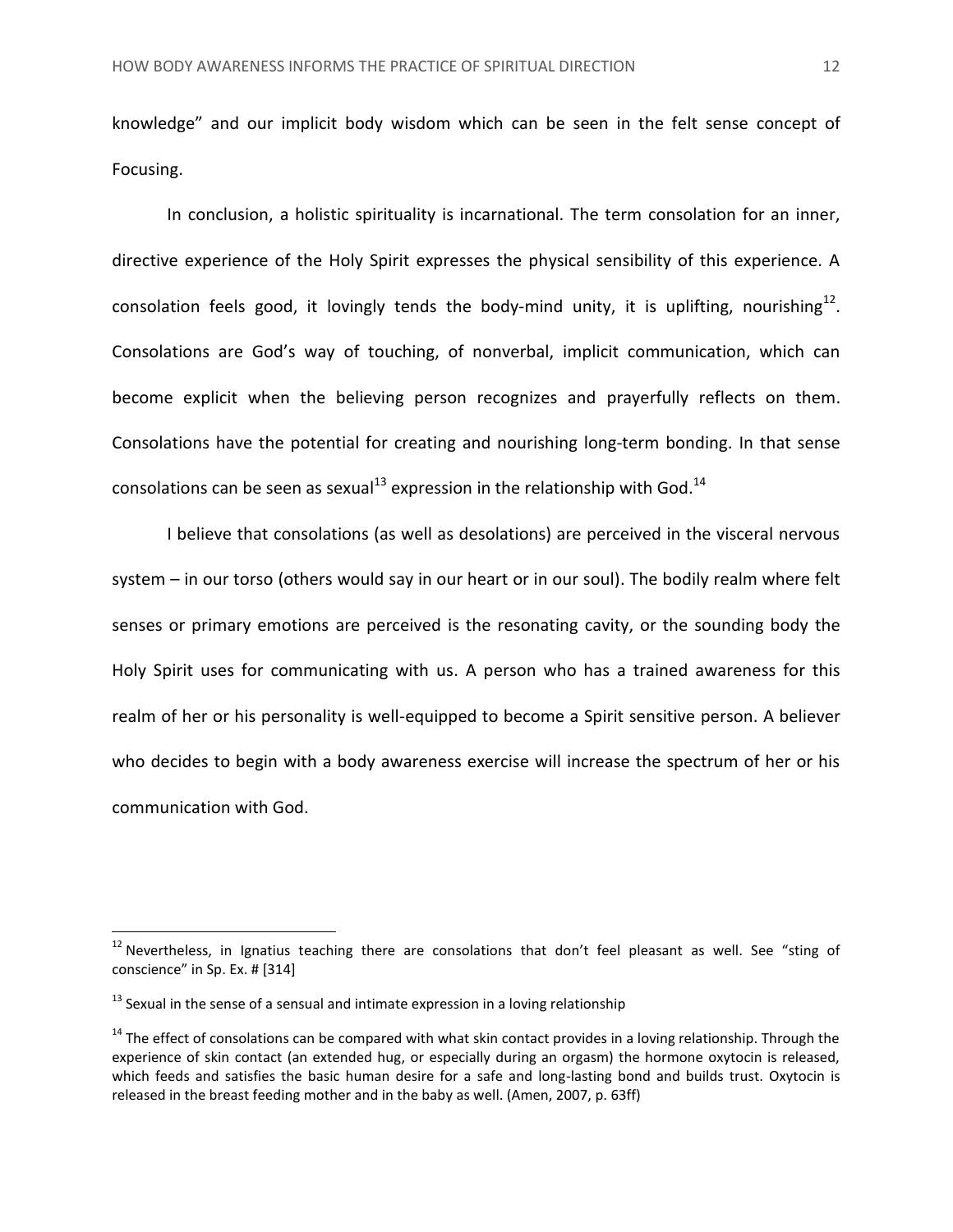knowledge" and our implicit body wisdom which can be seen in the felt sense concept of Focusing.

In conclusion, a holistic spirituality is incarnational. The term consolation for an inner, directive experience of the Holy Spirit expresses the physical sensibility of this experience. A consolation feels good, it lovingly tends the body-mind unity, it is uplifting, nourishing[12]. Consolations are God's way of touching, of nonverbal, implicit communication, which can become explicit when the believing person recognizes and prayerfully reflects on them. Consolations have the potential for creating and nourishing long-term bonding. In that sense consolations can be seen as sexual[13] expression in the relationship with God.[14]

I believe that consolations (as well as desolations) are perceived in the visceral nervous system – in our torso (others would say in our heart or in our soul). The bodily realm where felt senses or primary emotions are perceived is the resonating cavity, or the sounding body the Holy Spirit uses for communicating with us. A person who has a trained awareness for this realm of her or his personality is well-equipped to become a Spirit sensitive person. A believer who decides to begin with a body awareness exercise will increase the spectrum of her or his communication with God.

---

[12] Nevertheless, in Ignatius teaching there are consolations that don't feel pleasant as well. See "sting of conscience" in Sp. Ex. # [314]

[13] Sexual in the sense of a sensual and intimate expression in a loving relationship

[14] The effect of consolations can be compared with what skin contact provides in a loving relationship. Through the experience of skin contact (an extended hug, or especially during an orgasm) the hormone oxytocin is released, which feeds and satisfies the basic human desire for a safe and long-lasting bond and builds trust. Oxytocin is released in the breast feeding mother and in the baby as well. (Amen, 2007, p. 63ff)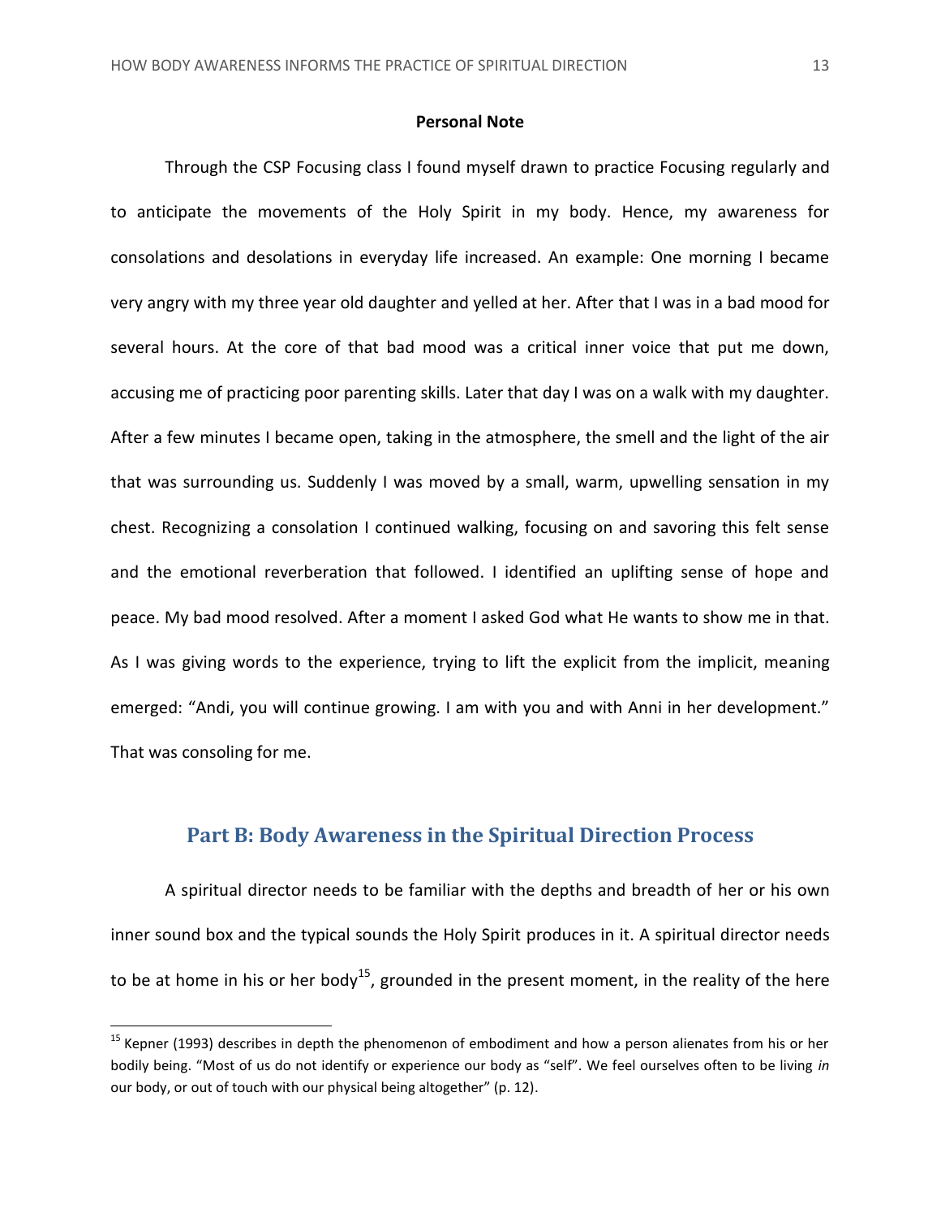**Personal Note**

Through the CSP Focusing class I found myself drawn to practice Focusing regularly and to anticipate the movements of the Holy Spirit in my body. Hence, my awareness for consolations and desolations in everyday life increased. An example: One morning I became very angry with my three year old daughter and yelled at her. After that I was in a bad mood for several hours. At the core of that bad mood was a critical inner voice that put me down, accusing me of practicing poor parenting skills. Later that day I was on a walk with my daughter. After a few minutes I became open, taking in the atmosphere, the smell and the light of the air that was surrounding us. Suddenly I was moved by a small, warm, upwelling sensation in my chest. Recognizing a consolation I continued walking, focusing on and savoring this felt sense and the emotional reverberation that followed. I identified an uplifting sense of hope and peace. My bad mood resolved. After a moment I asked God what He wants to show me in that. As I was giving words to the experience, trying to lift the explicit from the implicit, meaning emerged: "Andi, you will continue growing. I am with you and with Anni in her development." That was consoling for me.

## Part B: Body Awareness in the Spiritual Direction Process

A spiritual director needs to be familiar with the depths and breadth of her or his own inner sound box and the typical sounds the Holy Spirit produces in it. A spiritual director needs to be at home in his or her body[15], grounded in the present moment, in the reality of the here

[15] Kepner (1993) describes in depth the phenomenon of embodiment and how a person alienates from his or her bodily being. "Most of us do not identify or experience our body as "self". We feel ourselves often to be living *in* our body, or out of touch with our physical being altogether" (p. 12).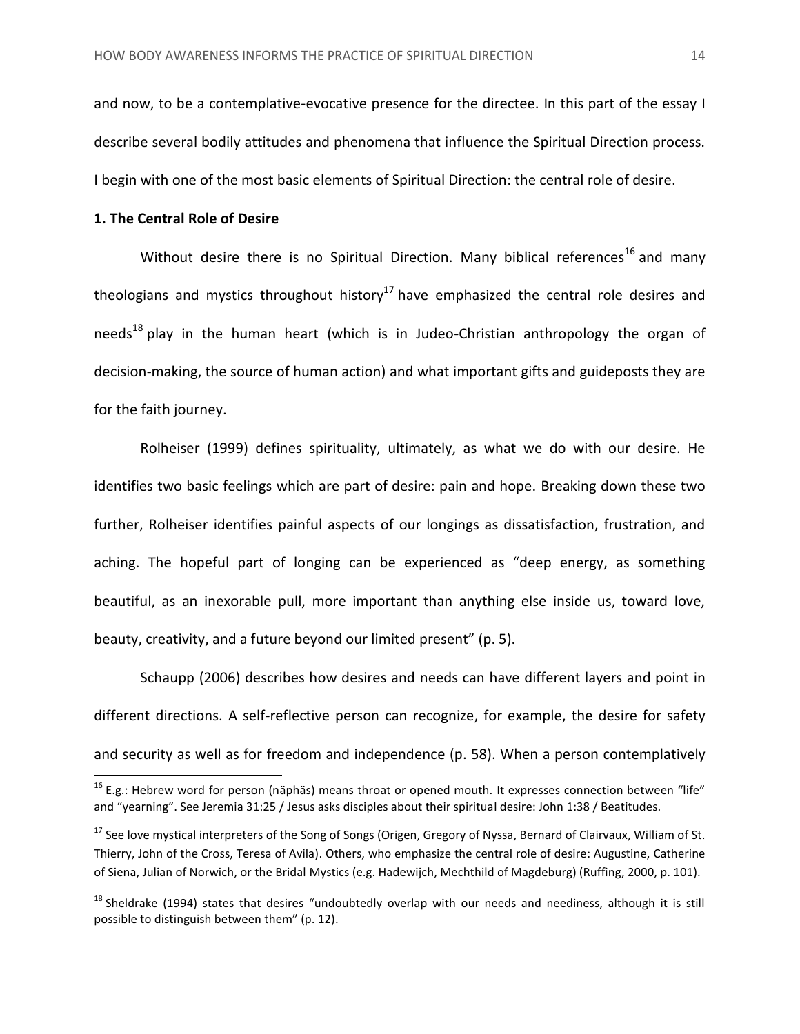and now, to be a contemplative-evocative presence for the directee. In this part of the essay I describe several bodily attitudes and phenomena that influence the Spiritual Direction process. I begin with one of the most basic elements of Spiritual Direction: the central role of desire.

**1. The Central Role of Desire**

Without desire there is no Spiritual Direction. Many biblical references[16] and many theologians and mystics throughout history[17] have emphasized the central role desires and needs[18] play in the human heart (which is in Judeo-Christian anthropology the organ of decision-making, the source of human action) and what important gifts and guideposts they are for the faith journey.

Rolheiser (1999) defines spirituality, ultimately, as what we do with our desire. He identifies two basic feelings which are part of desire: pain and hope. Breaking down these two further, Rolheiser identifies painful aspects of our longings as dissatisfaction, frustration, and aching. The hopeful part of longing can be experienced as "deep energy, as something beautiful, as an inexorable pull, more important than anything else inside us, toward love, beauty, creativity, and a future beyond our limited present" (p. 5).

Schaupp (2006) describes how desires and needs can have different layers and point in different directions. A self-reflective person can recognize, for example, the desire for safety and security as well as for freedom and independence (p. 58). When a person contemplatively

---

[16] E.g.: Hebrew word for person (näphäs) means throat or opened mouth. It expresses connection between "life" and "yearning". See Jeremia 31:25 / Jesus asks disciples about their spiritual desire: John 1:38 / Beatitudes.

[17] See love mystical interpreters of the Song of Songs (Origen, Gregory of Nyssa, Bernard of Clairvaux, William of St. Thierry, John of the Cross, Teresa of Avila). Others, who emphasize the central role of desire: Augustine, Catherine of Siena, Julian of Norwich, or the Bridal Mystics (e.g. Hadewijch, Mechthild of Magdeburg) (Ruffing, 2000, p. 101).

[18] Sheldrake (1994) states that desires "undoubtedly overlap with our needs and neediness, although it is still possible to distinguish between them" (p. 12).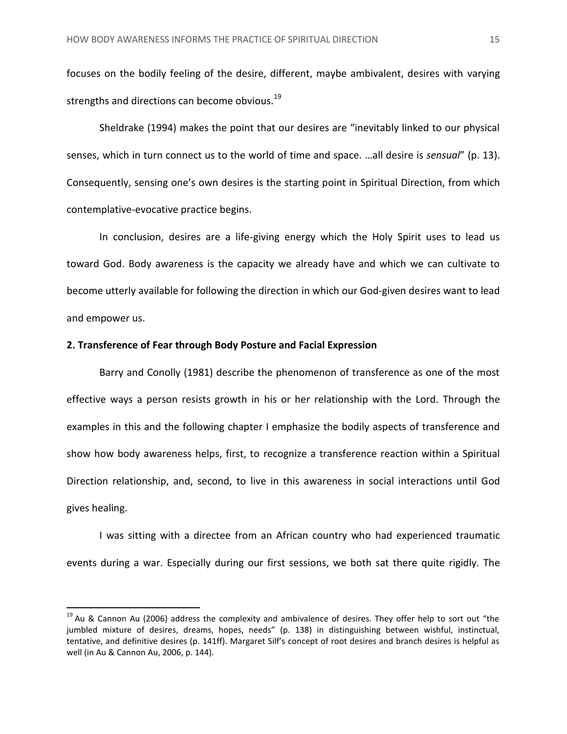focuses on the bodily feeling of the desire, different, maybe ambivalent, desires with varying strengths and directions can become obvious.[19]

Sheldrake (1994) makes the point that our desires are "inevitably linked to our physical senses, which in turn connect us to the world of time and space. …all desire is *sensual*" (p. 13). Consequently, sensing one's own desires is the starting point in Spiritual Direction, from which contemplative-evocative practice begins.

In conclusion, desires are a life-giving energy which the Holy Spirit uses to lead us toward God. Body awareness is the capacity we already have and which we can cultivate to become utterly available for following the direction in which our God-given desires want to lead and empower us.

**2. Transference of Fear through Body Posture and Facial Expression**

Barry and Conolly (1981) describe the phenomenon of transference as one of the most effective ways a person resists growth in his or her relationship with the Lord. Through the examples in this and the following chapter I emphasize the bodily aspects of transference and show how body awareness helps, first, to recognize a transference reaction within a Spiritual Direction relationship, and, second, to live in this awareness in social interactions until God gives healing.

I was sitting with a directee from an African country who had experienced traumatic events during a war. Especially during our first sessions, we both sat there quite rigidly. The

---

[19] Au & Cannon Au (2006) address the complexity and ambivalence of desires. They offer help to sort out "the jumbled mixture of desires, dreams, hopes, needs" (p. 138) in distinguishing between wishful, instinctual, tentative, and definitive desires (p. 141ff). Margaret Silf's concept of root desires and branch desires is helpful as well (in Au & Cannon Au, 2006, p. 144).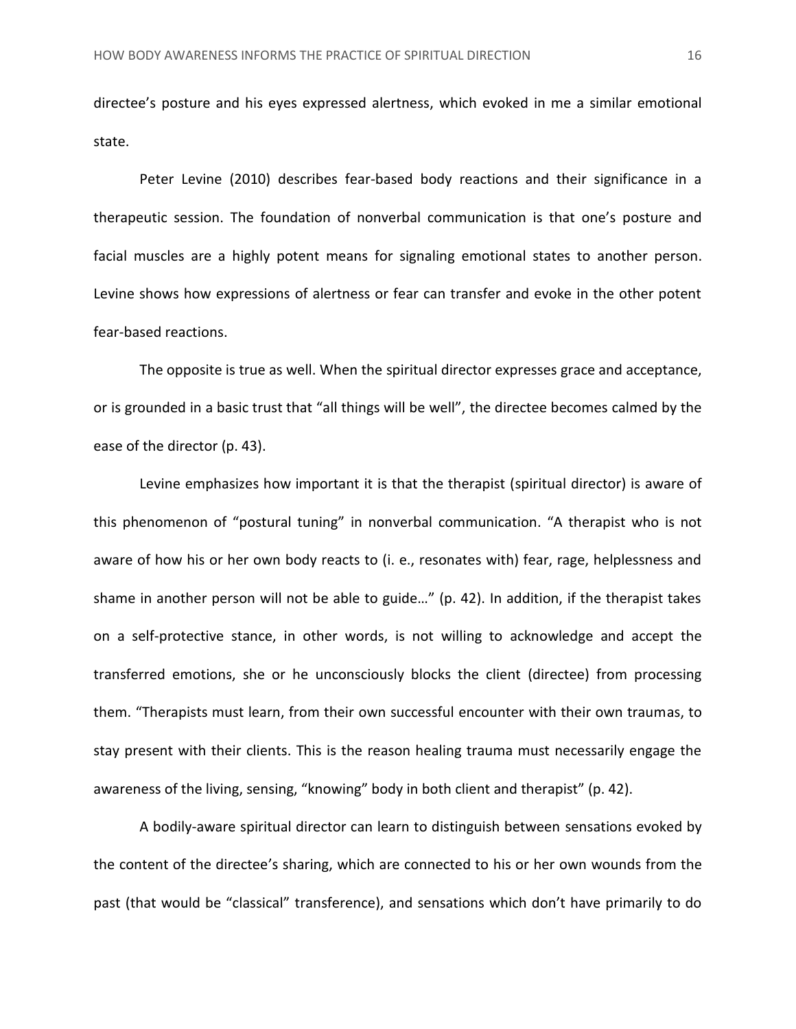directee's posture and his eyes expressed alertness, which evoked in me a similar emotional state.

Peter Levine (2010) describes fear-based body reactions and their significance in a therapeutic session. The foundation of nonverbal communication is that one's posture and facial muscles are a highly potent means for signaling emotional states to another person. Levine shows how expressions of alertness or fear can transfer and evoke in the other potent fear-based reactions.

The opposite is true as well. When the spiritual director expresses grace and acceptance, or is grounded in a basic trust that "all things will be well", the directee becomes calmed by the ease of the director (p. 43).

Levine emphasizes how important it is that the therapist (spiritual director) is aware of this phenomenon of "postural tuning" in nonverbal communication. "A therapist who is not aware of how his or her own body reacts to (i. e., resonates with) fear, rage, helplessness and shame in another person will not be able to guide…" (p. 42). In addition, if the therapist takes on a self-protective stance, in other words, is not willing to acknowledge and accept the transferred emotions, she or he unconsciously blocks the client (directee) from processing them. "Therapists must learn, from their own successful encounter with their own traumas, to stay present with their clients. This is the reason healing trauma must necessarily engage the awareness of the living, sensing, "knowing" body in both client and therapist" (p. 42).

A bodily-aware spiritual director can learn to distinguish between sensations evoked by the content of the directee's sharing, which are connected to his or her own wounds from the past (that would be "classical" transference), and sensations which don't have primarily to do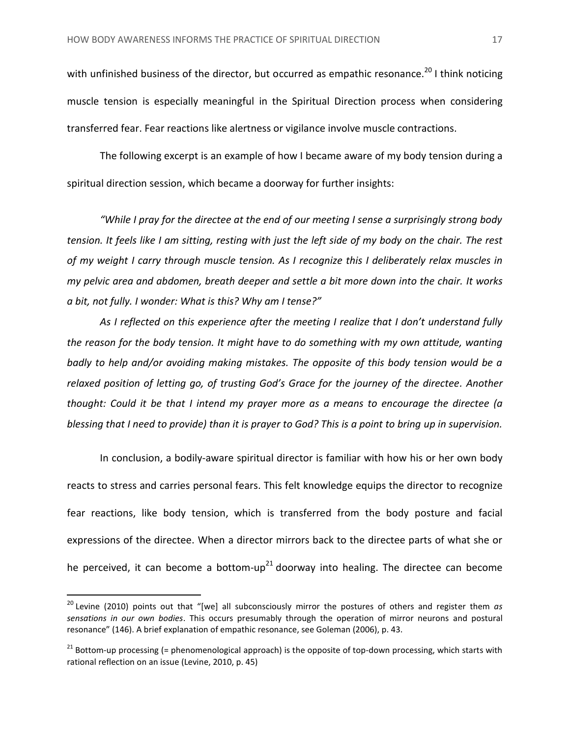with unfinished business of the director, but occurred as empathic resonance.[20] I think noticing muscle tension is especially meaningful in the Spiritual Direction process when considering transferred fear. Fear reactions like alertness or vigilance involve muscle contractions.

The following excerpt is an example of how I became aware of my body tension during a spiritual direction session, which became a doorway for further insights:

*"While I pray for the directee at the end of our meeting I sense a surprisingly strong body tension. It feels like I am sitting, resting with just the left side of my body on the chair. The rest of my weight I carry through muscle tension. As I recognize this I deliberately relax muscles in my pelvic area and abdomen, breath deeper and settle a bit more down into the chair. It works a bit, not fully. I wonder: What is this? Why am I tense?"*

*As I reflected on this experience after the meeting I realize that I don't understand fully the reason for the body tension. It might have to do something with my own attitude, wanting badly to help and/or avoiding making mistakes. The opposite of this body tension would be a relaxed position of letting go, of trusting God's Grace for the journey of the directee. Another thought: Could it be that I intend my prayer more as a means to encourage the directee (a blessing that I need to provide) than it is prayer to God? This is a point to bring up in supervision.*

In conclusion, a bodily-aware spiritual director is familiar with how his or her own body reacts to stress and carries personal fears. This felt knowledge equips the director to recognize fear reactions, like body tension, which is transferred from the body posture and facial expressions of the directee. When a director mirrors back to the directee parts of what she or he perceived, it can become a bottom-up[21] doorway into healing. The directee can become

---

[20] Levine (2010) points out that "[we] all subconsciously mirror the postures of others and register them *as sensations in our own bodies*. This occurs presumably through the operation of mirror neurons and postural resonance" (146). A brief explanation of empathic resonance, see Goleman (2006), p. 43.

[21] Bottom-up processing (= phenomenological approach) is the opposite of top-down processing, which starts with rational reflection on an issue (Levine, 2010, p. 45)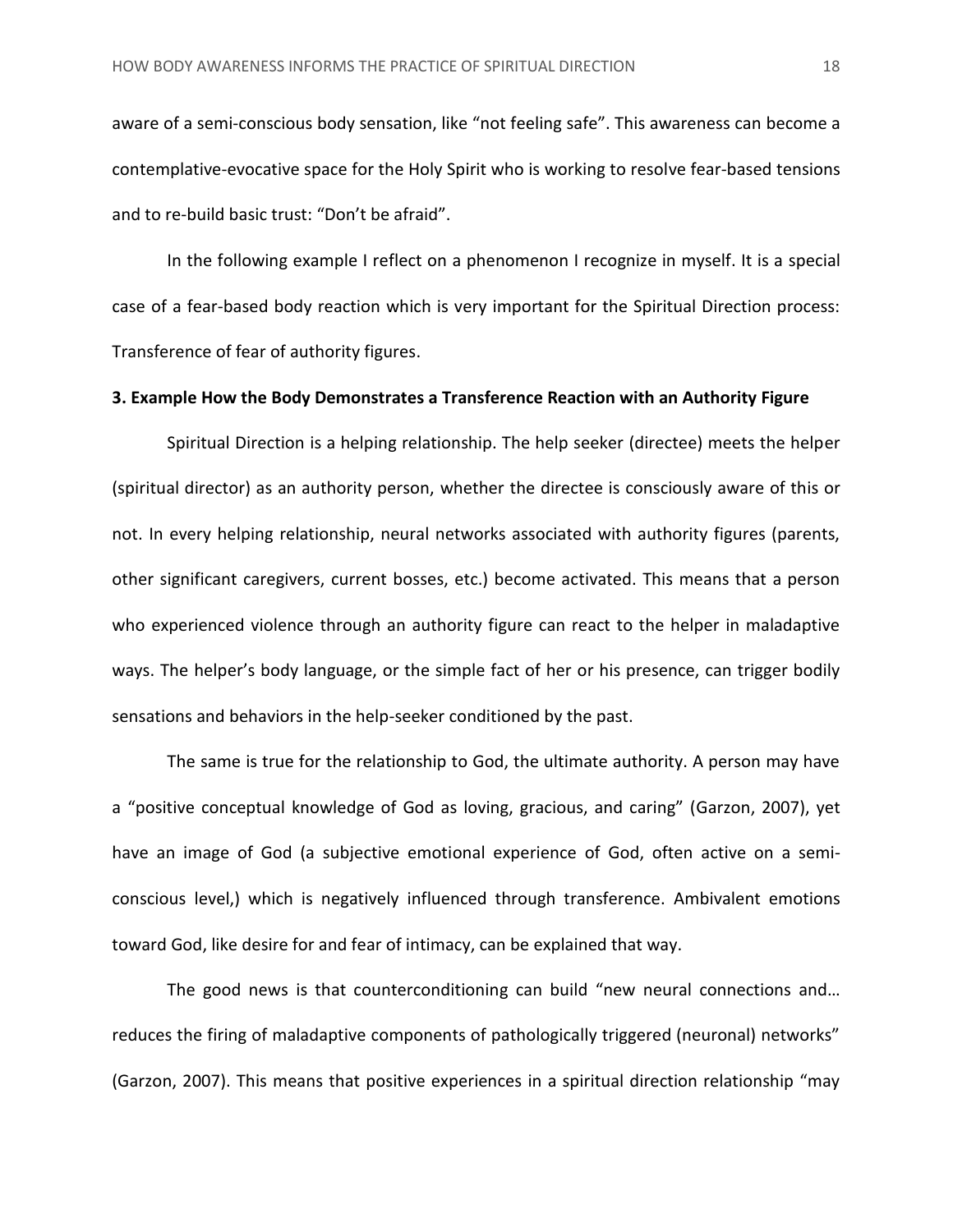aware of a semi-conscious body sensation, like "not feeling safe". This awareness can become a contemplative-evocative space for the Holy Spirit who is working to resolve fear-based tensions and to re-build basic trust: "Don't be afraid".

In the following example I reflect on a phenomenon I recognize in myself. It is a special case of a fear-based body reaction which is very important for the Spiritual Direction process: Transference of fear of authority figures.

**3. Example How the Body Demonstrates a Transference Reaction with an Authority Figure**

Spiritual Direction is a helping relationship. The help seeker (directee) meets the helper (spiritual director) as an authority person, whether the directee is consciously aware of this or not. In every helping relationship, neural networks associated with authority figures (parents, other significant caregivers, current bosses, etc.) become activated. This means that a person who experienced violence through an authority figure can react to the helper in maladaptive ways. The helper's body language, or the simple fact of her or his presence, can trigger bodily sensations and behaviors in the help-seeker conditioned by the past.

The same is true for the relationship to God, the ultimate authority. A person may have a "positive conceptual knowledge of God as loving, gracious, and caring" (Garzon, 2007), yet have an image of God (a subjective emotional experience of God, often active on a semi-conscious level,) which is negatively influenced through transference. Ambivalent emotions toward God, like desire for and fear of intimacy, can be explained that way.

The good news is that counterconditioning can build "new neural connections and… reduces the firing of maladaptive components of pathologically triggered (neuronal) networks" (Garzon, 2007). This means that positive experiences in a spiritual direction relationship "may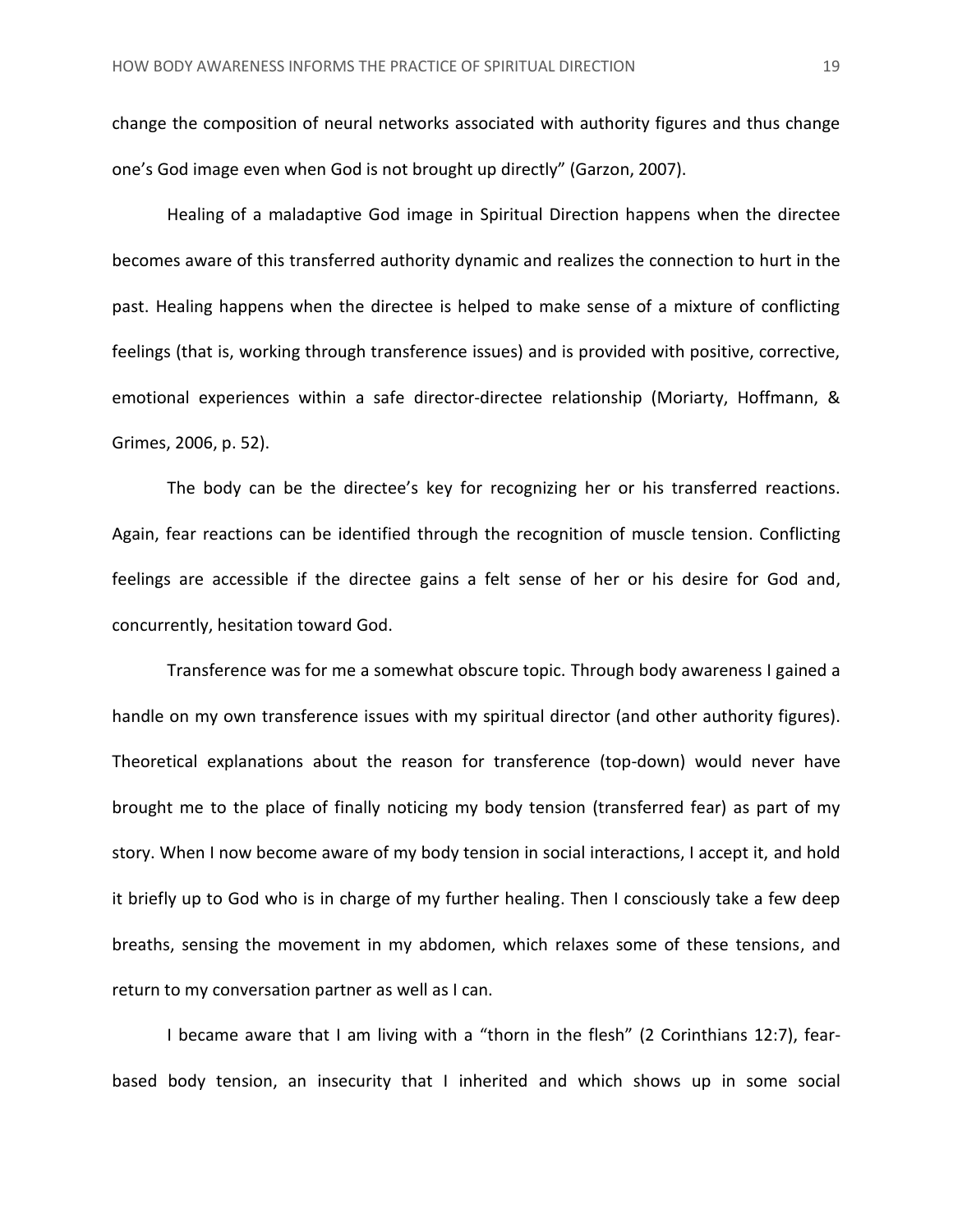change the composition of neural networks associated with authority figures and thus change one's God image even when God is not brought up directly" (Garzon, 2007).

Healing of a maladaptive God image in Spiritual Direction happens when the directee becomes aware of this transferred authority dynamic and realizes the connection to hurt in the past. Healing happens when the directee is helped to make sense of a mixture of conflicting feelings (that is, working through transference issues) and is provided with positive, corrective, emotional experiences within a safe director-directee relationship (Moriarty, Hoffmann, & Grimes, 2006, p. 52).

The body can be the directee's key for recognizing her or his transferred reactions. Again, fear reactions can be identified through the recognition of muscle tension. Conflicting feelings are accessible if the directee gains a felt sense of her or his desire for God and, concurrently, hesitation toward God.

Transference was for me a somewhat obscure topic. Through body awareness I gained a handle on my own transference issues with my spiritual director (and other authority figures). Theoretical explanations about the reason for transference (top-down) would never have brought me to the place of finally noticing my body tension (transferred fear) as part of my story. When I now become aware of my body tension in social interactions, I accept it, and hold it briefly up to God who is in charge of my further healing. Then I consciously take a few deep breaths, sensing the movement in my abdomen, which relaxes some of these tensions, and return to my conversation partner as well as I can.

I became aware that I am living with a "thorn in the flesh" (2 Corinthians 12:7), fear-based body tension, an insecurity that I inherited and which shows up in some social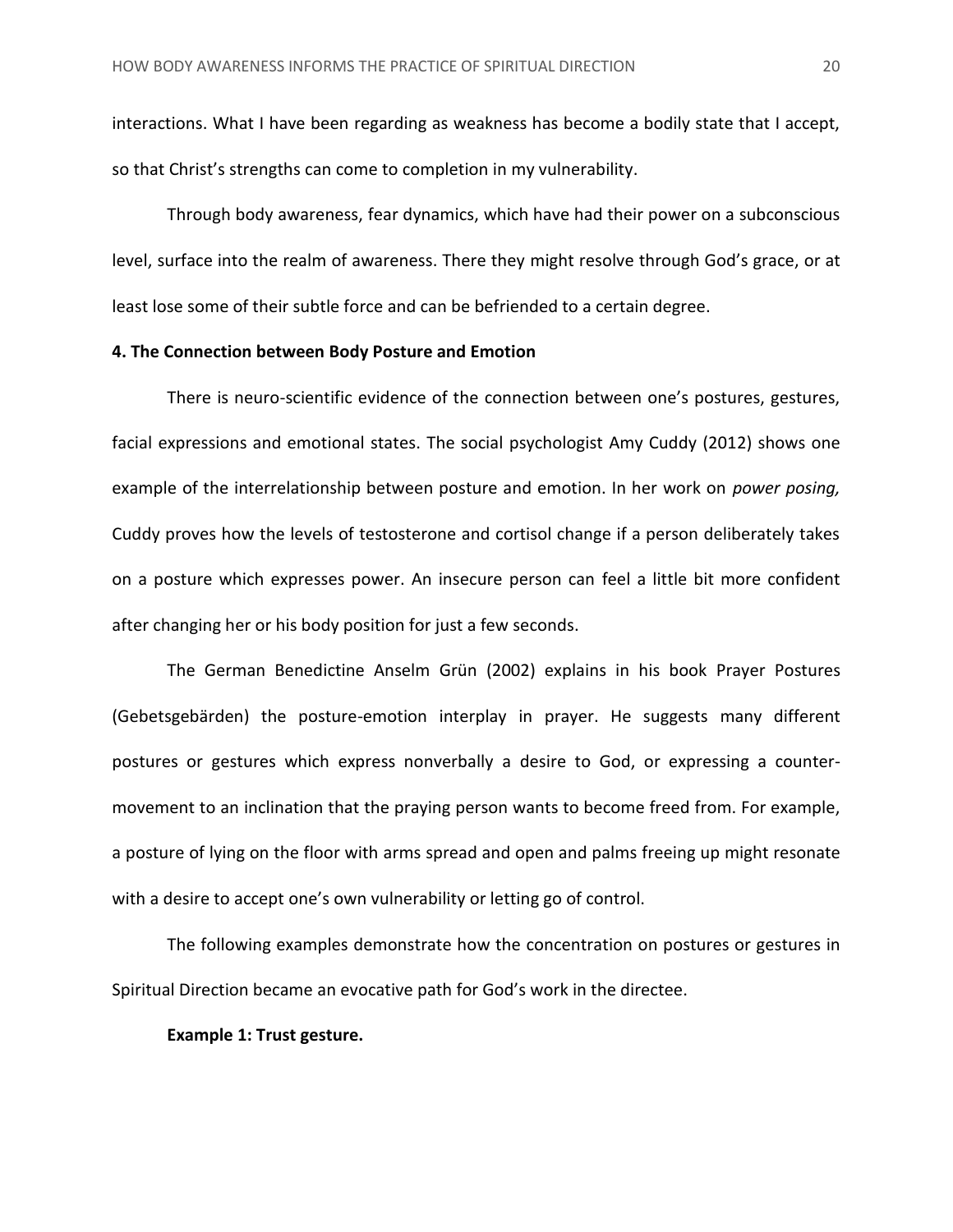interactions. What I have been regarding as weakness has become a bodily state that I accept, so that Christ's strengths can come to completion in my vulnerability.

Through body awareness, fear dynamics, which have had their power on a subconscious level, surface into the realm of awareness. There they might resolve through God's grace, or at least lose some of their subtle force and can be befriended to a certain degree.

**4. The Connection between Body Posture and Emotion**

There is neuro-scientific evidence of the connection between one's postures, gestures, facial expressions and emotional states. The social psychologist Amy Cuddy (2012) shows one example of the interrelationship between posture and emotion. In her work on *power posing,* Cuddy proves how the levels of testosterone and cortisol change if a person deliberately takes on a posture which expresses power. An insecure person can feel a little bit more confident after changing her or his body position for just a few seconds.

The German Benedictine Anselm Grün (2002) explains in his book Prayer Postures (Gebetsgebärden) the posture-emotion interplay in prayer. He suggests many different postures or gestures which express nonverbally a desire to God, or expressing a counter-movement to an inclination that the praying person wants to become freed from. For example, a posture of lying on the floor with arms spread and open and palms freeing up might resonate with a desire to accept one's own vulnerability or letting go of control.

The following examples demonstrate how the concentration on postures or gestures in Spiritual Direction became an evocative path for God's work in the directee.

**Example 1: Trust gesture.**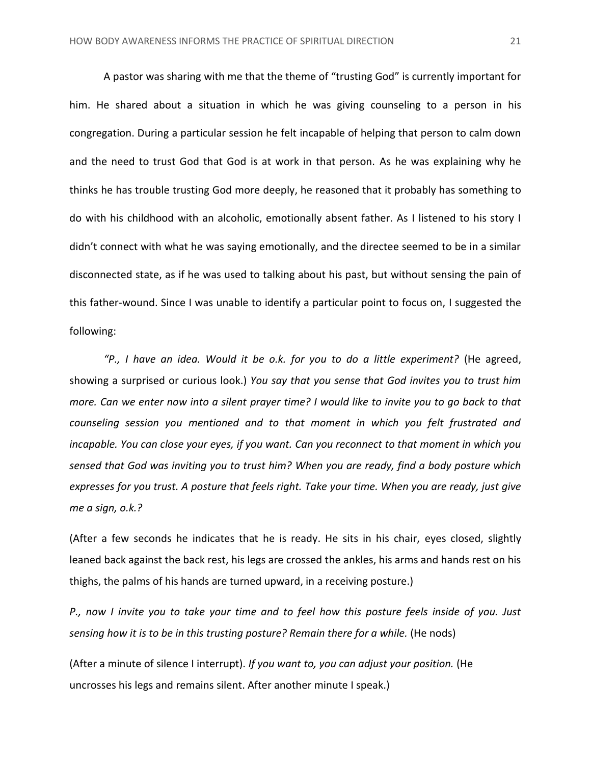A pastor was sharing with me that the theme of "trusting God" is currently important for him. He shared about a situation in which he was giving counseling to a person in his congregation. During a particular session he felt incapable of helping that person to calm down and the need to trust God that God is at work in that person. As he was explaining why he thinks he has trouble trusting God more deeply, he reasoned that it probably has something to do with his childhood with an alcoholic, emotionally absent father. As I listened to his story I didn't connect with what he was saying emotionally, and the directee seemed to be in a similar disconnected state, as if he was used to talking about his past, but without sensing the pain of this father-wound. Since I was unable to identify a particular point to focus on, I suggested the following:

*"P., I have an idea. Would it be o.k. for you to do a little experiment?* (He agreed, showing a surprised or curious look.) *You say that you sense that God invites you to trust him more. Can we enter now into a silent prayer time? I would like to invite you to go back to that counseling session you mentioned and to that moment in which you felt frustrated and incapable. You can close your eyes, if you want. Can you reconnect to that moment in which you sensed that God was inviting you to trust him? When you are ready, find a body posture which expresses for you trust. A posture that feels right. Take your time. When you are ready, just give me a sign, o.k.?*

(After a few seconds he indicates that he is ready. He sits in his chair, eyes closed, slightly leaned back against the back rest, his legs are crossed the ankles, his arms and hands rest on his thighs, the palms of his hands are turned upward, in a receiving posture.)

*P., now I invite you to take your time and to feel how this posture feels inside of you. Just sensing how it is to be in this trusting posture? Remain there for a while.* (He nods)

(After a minute of silence I interrupt). *If you want to, you can adjust your position.* (He uncrosses his legs and remains silent. After another minute I speak.)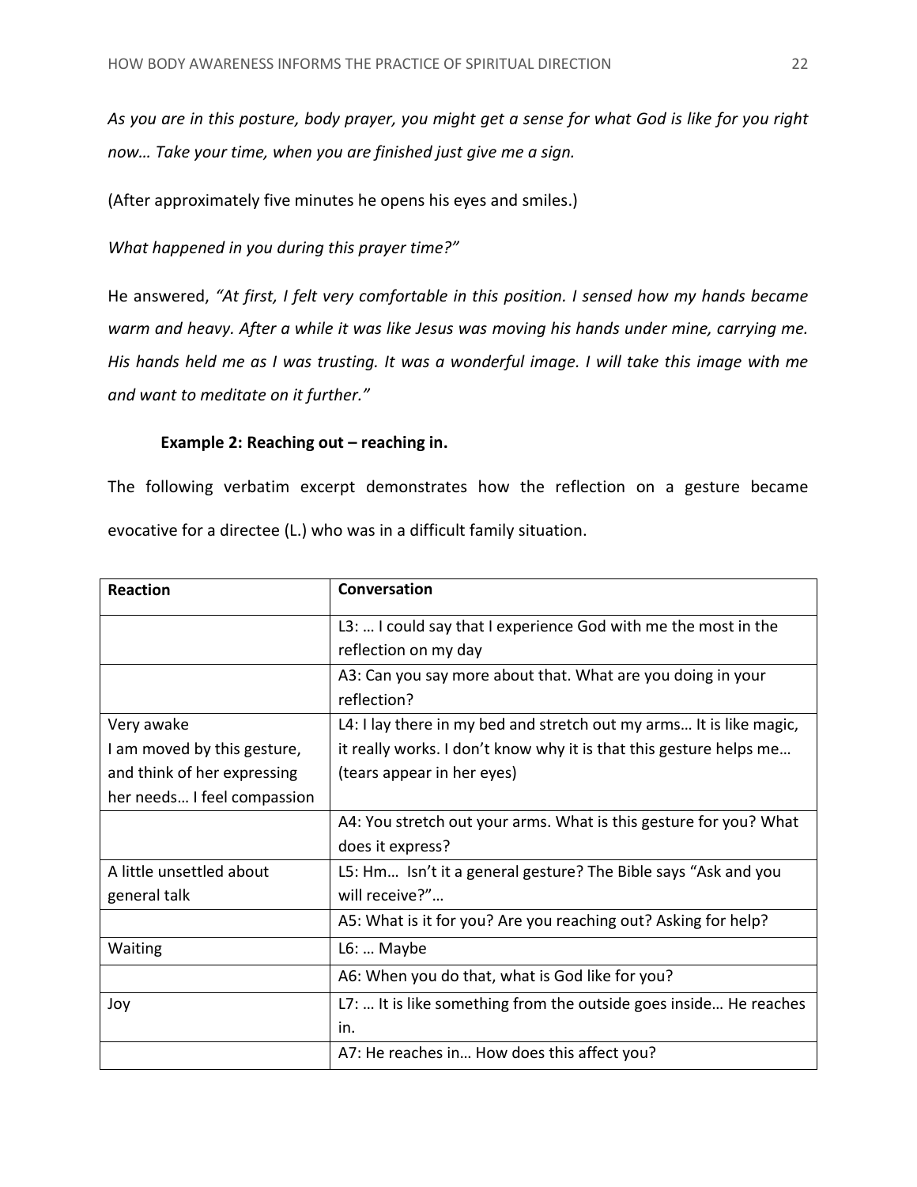*As you are in this posture, body prayer, you might get a sense for what God is like for you right now… Take your time, when you are finished just give me a sign.*

(After approximately five minutes he opens his eyes and smiles.)

*What happened in you during this prayer time?"*

He answered, *"At first, I felt very comfortable in this position. I sensed how my hands became warm and heavy. After a while it was like Jesus was moving his hands under mine, carrying me. His hands held me as I was trusting. It was a wonderful image. I will take this image with me and want to meditate on it further."*

**Example 2: Reaching out – reaching in.**

The following verbatim excerpt demonstrates how the reflection on a gesture became evocative for a directee (L.) who was in a difficult family situation.

| Reaction | Conversation |
|---|---|
| | L3: … I could say that I experience God with me the most in the reflection on my day |
| | A3: Can you say more about that. What are you doing in your reflection? |
| Very awake<br>I am moved by this gesture, and think of her expressing her needs… I feel compassion | L4: I lay there in my bed and stretch out my arms… It is like magic, it really works. I don't know why it is that this gesture helps me… (tears appear in her eyes) |
| | A4: You stretch out your arms. What is this gesture for you? What does it express? |
| A little unsettled about general talk | L5: Hm… Isn't it a general gesture? The Bible says "Ask and you will receive?"… |
| | A5: What is it for you? Are you reaching out? Asking for help? |
| Waiting | L6: … Maybe |
| | A6: When you do that, what is God like for you? |
| Joy | L7: … It is like something from the outside goes inside… He reaches in. |
| | A7: He reaches in… How does this affect you? |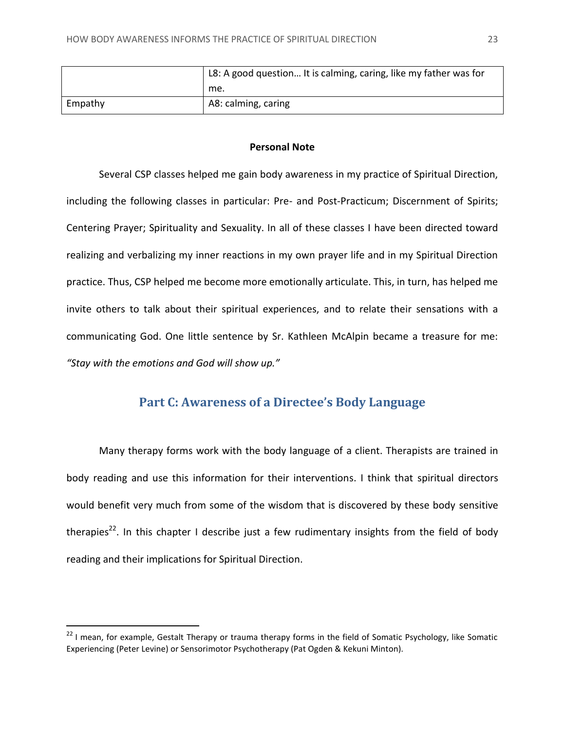| | |
|---|---|
| | L8: A good question… It is calming, caring, like my father was for me. |
| Empathy | A8: calming, caring |

**Personal Note**

Several CSP classes helped me gain body awareness in my practice of Spiritual Direction, including the following classes in particular: Pre- and Post-Practicum; Discernment of Spirits; Centering Prayer; Spirituality and Sexuality. In all of these classes I have been directed toward realizing and verbalizing my inner reactions in my own prayer life and in my Spiritual Direction practice. Thus, CSP helped me become more emotionally articulate. This, in turn, has helped me invite others to talk about their spiritual experiences, and to relate their sensations with a communicating God. One little sentence by Sr. Kathleen McAlpin became a treasure for me: *"Stay with the emotions and God will show up."*

## Part C: Awareness of a Directee's Body Language

Many therapy forms work with the body language of a client. Therapists are trained in body reading and use this information for their interventions. I think that spiritual directors would benefit very much from some of the wisdom that is discovered by these body sensitive therapies[22]. In this chapter I describe just a few rudimentary insights from the field of body reading and their implications for Spiritual Direction.

[22] I mean, for example, Gestalt Therapy or trauma therapy forms in the field of Somatic Psychology, like Somatic Experiencing (Peter Levine) or Sensorimotor Psychotherapy (Pat Ogden & Kekuni Minton).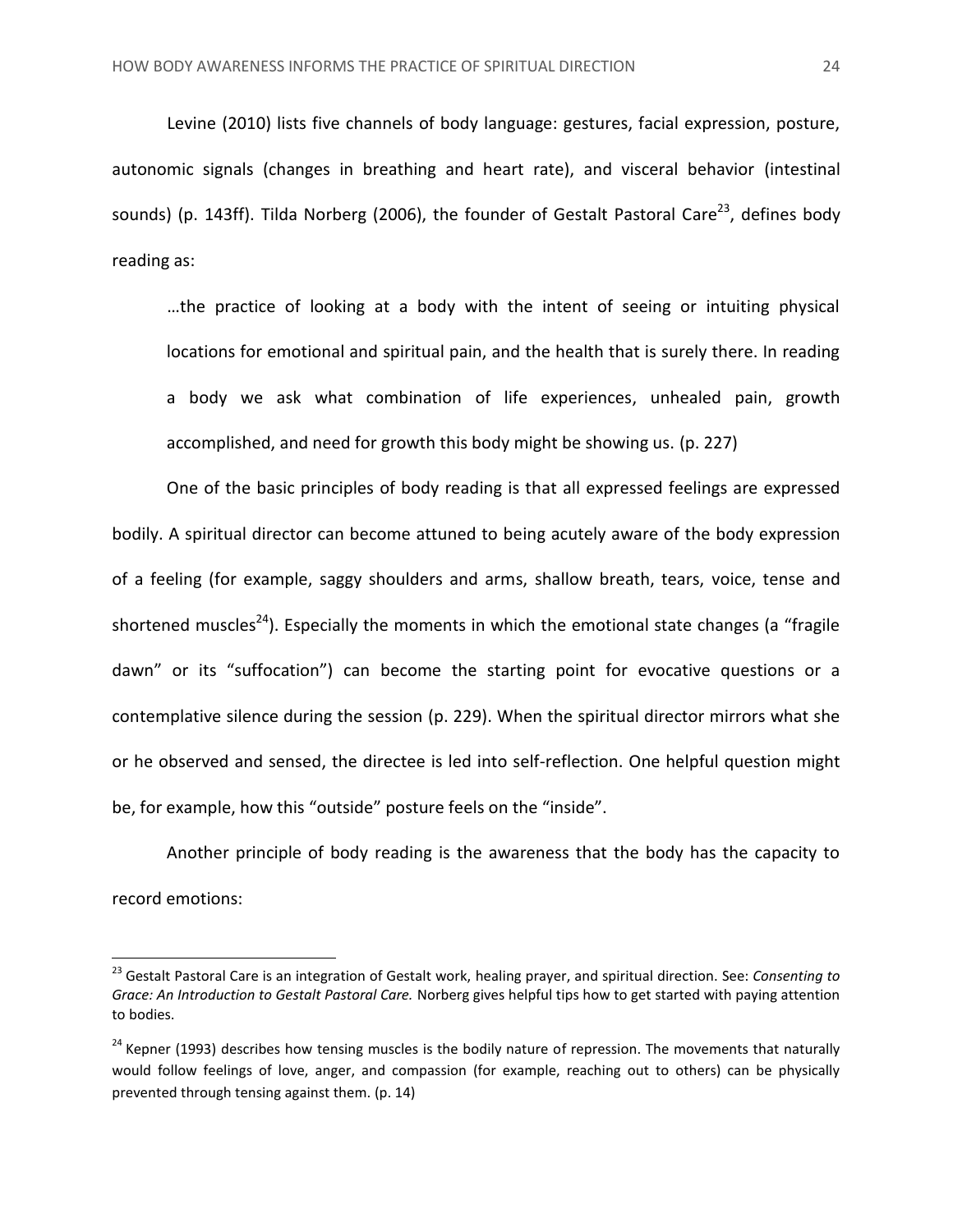Levine (2010) lists five channels of body language: gestures, facial expression, posture, autonomic signals (changes in breathing and heart rate), and visceral behavior (intestinal sounds) (p. 143ff). Tilda Norberg (2006), the founder of Gestalt Pastoral Care[23], defines body reading as:

> …the practice of looking at a body with the intent of seeing or intuiting physical locations for emotional and spiritual pain, and the health that is surely there. In reading a body we ask what combination of life experiences, unhealed pain, growth accomplished, and need for growth this body might be showing us. (p. 227)

One of the basic principles of body reading is that all expressed feelings are expressed bodily. A spiritual director can become attuned to being acutely aware of the body expression of a feeling (for example, saggy shoulders and arms, shallow breath, tears, voice, tense and shortened muscles[24]). Especially the moments in which the emotional state changes (a "fragile dawn" or its "suffocation") can become the starting point for evocative questions or a contemplative silence during the session (p. 229). When the spiritual director mirrors what she or he observed and sensed, the directee is led into self-reflection. One helpful question might be, for example, how this "outside" posture feels on the "inside".

Another principle of body reading is the awareness that the body has the capacity to record emotions:

---

[23] Gestalt Pastoral Care is an integration of Gestalt work, healing prayer, and spiritual direction. See: *Consenting to Grace: An Introduction to Gestalt Pastoral Care.* Norberg gives helpful tips how to get started with paying attention to bodies.

[24] Kepner (1993) describes how tensing muscles is the bodily nature of repression. The movements that naturally would follow feelings of love, anger, and compassion (for example, reaching out to others) can be physically prevented through tensing against them. (p. 14)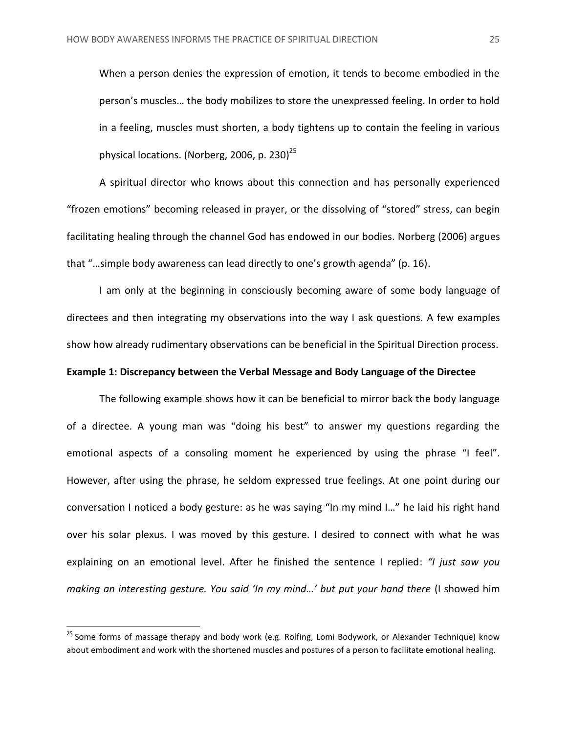> When a person denies the expression of emotion, it tends to become embodied in the person's muscles… the body mobilizes to store the unexpressed feeling. In order to hold in a feeling, muscles must shorten, a body tightens up to contain the feeling in various physical locations. (Norberg, 2006, p. 230)[25]

A spiritual director who knows about this connection and has personally experienced "frozen emotions" becoming released in prayer, or the dissolving of "stored" stress, can begin facilitating healing through the channel God has endowed in our bodies. Norberg (2006) argues that "…simple body awareness can lead directly to one's growth agenda" (p. 16).

I am only at the beginning in consciously becoming aware of some body language of directees and then integrating my observations into the way I ask questions. A few examples show how already rudimentary observations can be beneficial in the Spiritual Direction process.

**Example 1: Discrepancy between the Verbal Message and Body Language of the Directee**

The following example shows how it can be beneficial to mirror back the body language of a directee. A young man was "doing his best" to answer my questions regarding the emotional aspects of a consoling moment he experienced by using the phrase "I feel". However, after using the phrase, he seldom expressed true feelings. At one point during our conversation I noticed a body gesture: as he was saying "In my mind I…" he laid his right hand over his solar plexus. I was moved by this gesture. I desired to connect with what he was explaining on an emotional level. After he finished the sentence I replied: *"I just saw you making an interesting gesture. You said 'In my mind…' but put your hand there* (I showed him

---

[25] Some forms of massage therapy and body work (e.g. Rolfing, Lomi Bodywork, or Alexander Technique) know about embodiment and work with the shortened muscles and postures of a person to facilitate emotional healing.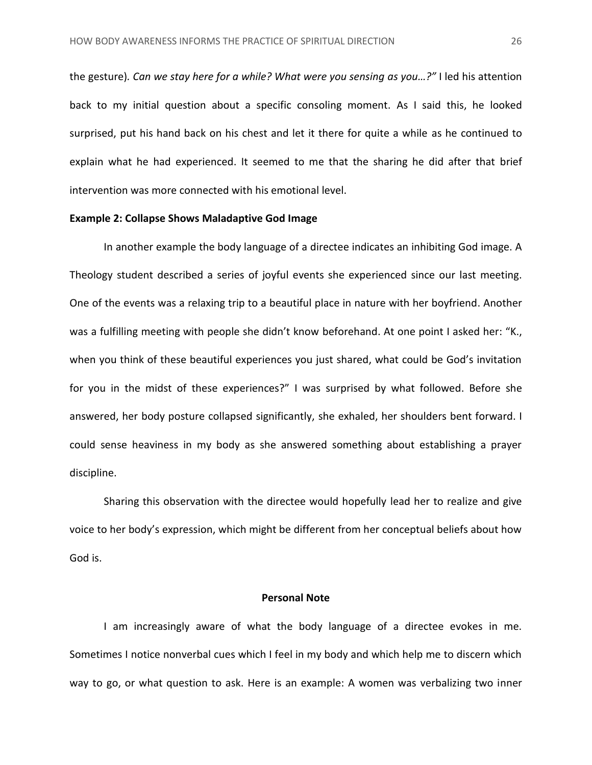the gesture). *Can we stay here for a while? What were you sensing as you…?"* I led his attention back to my initial question about a specific consoling moment. As I said this, he looked surprised, put his hand back on his chest and let it there for quite a while as he continued to explain what he had experienced. It seemed to me that the sharing he did after that brief intervention was more connected with his emotional level.

**Example 2: Collapse Shows Maladaptive God Image**

In another example the body language of a directee indicates an inhibiting God image. A Theology student described a series of joyful events she experienced since our last meeting. One of the events was a relaxing trip to a beautiful place in nature with her boyfriend. Another was a fulfilling meeting with people she didn't know beforehand. At one point I asked her: "K., when you think of these beautiful experiences you just shared, what could be God's invitation for you in the midst of these experiences?" I was surprised by what followed. Before she answered, her body posture collapsed significantly, she exhaled, her shoulders bent forward. I could sense heaviness in my body as she answered something about establishing a prayer discipline.

Sharing this observation with the directee would hopefully lead her to realize and give voice to her body's expression, which might be different from her conceptual beliefs about how God is.

## Personal Note

I am increasingly aware of what the body language of a directee evokes in me. Sometimes I notice nonverbal cues which I feel in my body and which help me to discern which way to go, or what question to ask. Here is an example: A women was verbalizing two inner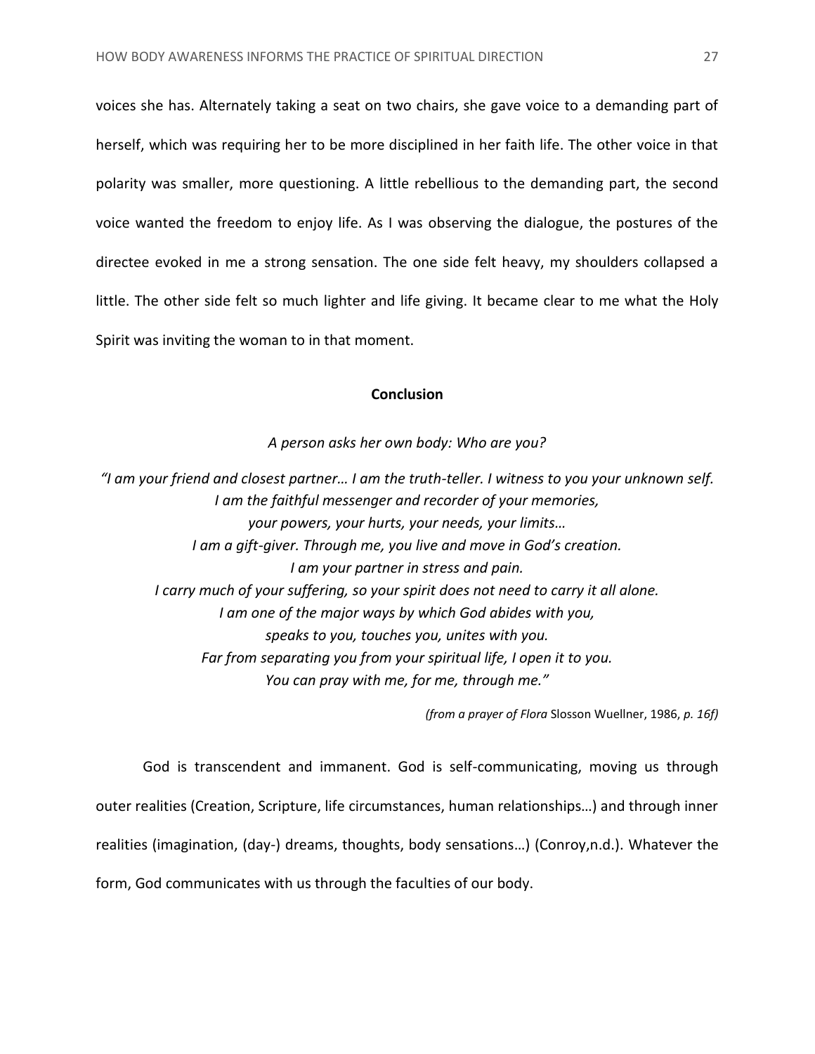voices she has. Alternately taking a seat on two chairs, she gave voice to a demanding part of herself, which was requiring her to be more disciplined in her faith life. The other voice in that polarity was smaller, more questioning. A little rebellious to the demanding part, the second voice wanted the freedom to enjoy life. As I was observing the dialogue, the postures of the directee evoked in me a strong sensation. The one side felt heavy, my shoulders collapsed a little. The other side felt so much lighter and life giving. It became clear to me what the Holy Spirit was inviting the woman to in that moment.

## Conclusion

*A person asks her own body: Who are you?*

*"I am your friend and closest partner… I am the truth-teller. I witness to you your unknown self.*
*I am the faithful messenger and recorder of your memories,*
*your powers, your hurts, your needs, your limits…*
*I am a gift-giver. Through me, you live and move in God's creation.*
*I am your partner in stress and pain.*
*I carry much of your suffering, so your spirit does not need to carry it all alone.*
*I am one of the major ways by which God abides with you,*
*speaks to you, touches you, unites with you.*
*Far from separating you from your spiritual life, I open it to you.*
*You can pray with me, for me, through me."*

*(from a prayer of Flora* Slosson Wuellner, 1986, *p. 16f)*

God is transcendent and immanent. God is self-communicating, moving us through outer realities (Creation, Scripture, life circumstances, human relationships…) and through inner realities (imagination, (day-) dreams, thoughts, body sensations…) (Conroy,n.d.). Whatever the form, God communicates with us through the faculties of our body.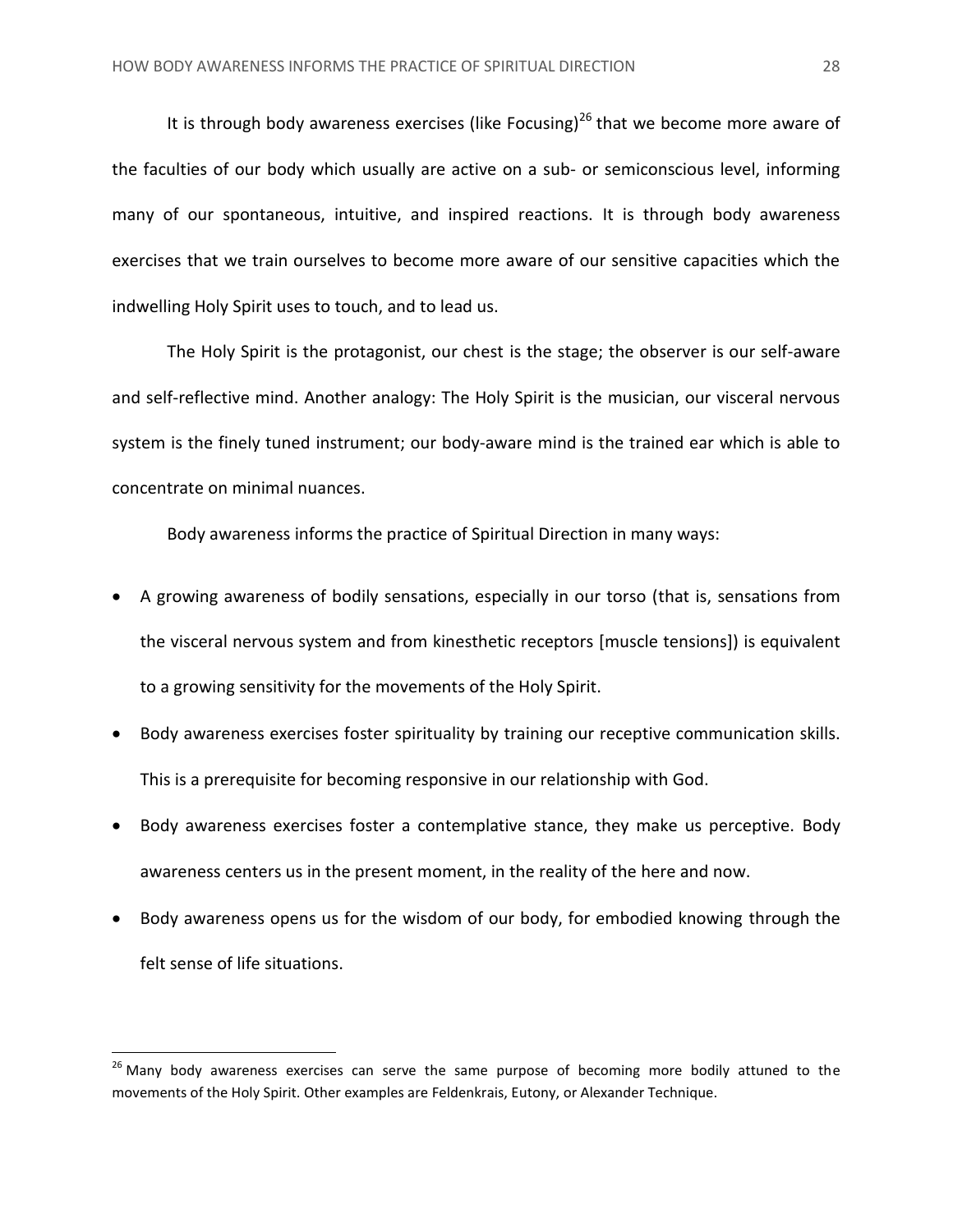It is through body awareness exercises (like Focusing)[26] that we become more aware of the faculties of our body which usually are active on a sub- or semiconscious level, informing many of our spontaneous, intuitive, and inspired reactions. It is through body awareness exercises that we train ourselves to become more aware of our sensitive capacities which the indwelling Holy Spirit uses to touch, and to lead us.

The Holy Spirit is the protagonist, our chest is the stage; the observer is our self-aware and self-reflective mind. Another analogy: The Holy Spirit is the musician, our visceral nervous system is the finely tuned instrument; our body-aware mind is the trained ear which is able to concentrate on minimal nuances.

Body awareness informs the practice of Spiritual Direction in many ways:

- A growing awareness of bodily sensations, especially in our torso (that is, sensations from the visceral nervous system and from kinesthetic receptors [muscle tensions]) is equivalent to a growing sensitivity for the movements of the Holy Spirit.
- Body awareness exercises foster spirituality by training our receptive communication skills. This is a prerequisite for becoming responsive in our relationship with God.
- Body awareness exercises foster a contemplative stance, they make us perceptive. Body awareness centers us in the present moment, in the reality of the here and now.
- Body awareness opens us for the wisdom of our body, for embodied knowing through the felt sense of life situations.

---

[26] Many body awareness exercises can serve the same purpose of becoming more bodily attuned to the movements of the Holy Spirit. Other examples are Feldenkrais, Eutony, or Alexander Technique.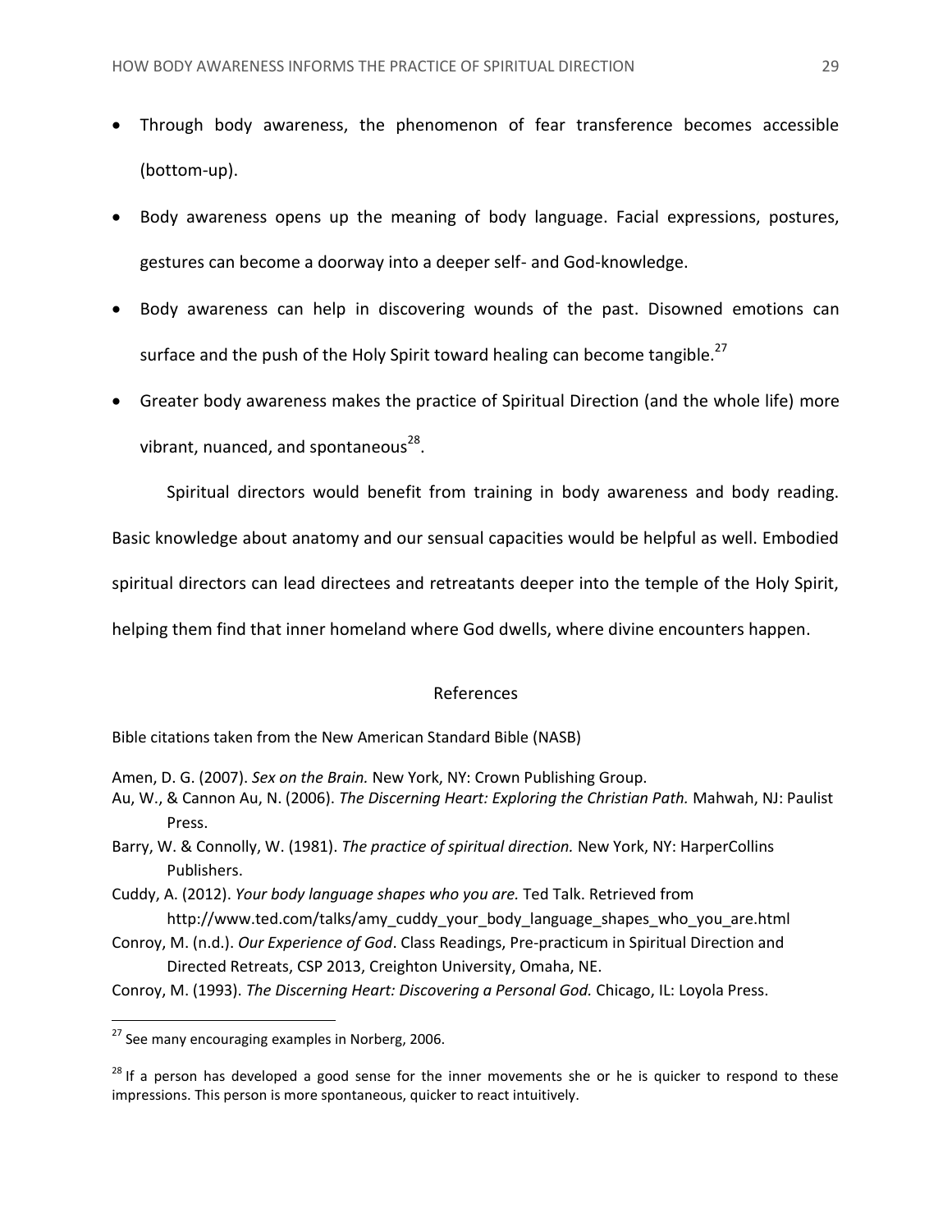- Through body awareness, the phenomenon of fear transference becomes accessible (bottom-up).
- Body awareness opens up the meaning of body language. Facial expressions, postures, gestures can become a doorway into a deeper self- and God-knowledge.
- Body awareness can help in discovering wounds of the past. Disowned emotions can surface and the push of the Holy Spirit toward healing can become tangible.[27]
- Greater body awareness makes the practice of Spiritual Direction (and the whole life) more vibrant, nuanced, and spontaneous[28].

Spiritual directors would benefit from training in body awareness and body reading. Basic knowledge about anatomy and our sensual capacities would be helpful as well. Embodied spiritual directors can lead directees and retreatants deeper into the temple of the Holy Spirit, helping them find that inner homeland where God dwells, where divine encounters happen.

## References

Bible citations taken from the New American Standard Bible (NASB)

Amen, D. G. (2007). *Sex on the Brain.* New York, NY: Crown Publishing Group.

Au, W., & Cannon Au, N. (2006). *The Discerning Heart: Exploring the Christian Path.* Mahwah, NJ: Paulist Press.

Barry, W. & Connolly, W. (1981). *The practice of spiritual direction.* New York, NY: HarperCollins Publishers.

Cuddy, A. (2012). *Your body language shapes who you are.* Ted Talk. Retrieved from http://www.ted.com/talks/amy_cuddy_your_body_language_shapes_who_you_are.html

Conroy, M. (n.d.). *Our Experience of God*. Class Readings, Pre-practicum in Spiritual Direction and Directed Retreats, CSP 2013, Creighton University, Omaha, NE.

Conroy, M. (1993). *The Discerning Heart: Discovering a Personal God.* Chicago, IL: Loyola Press.

---

[27] See many encouraging examples in Norberg, 2006.

[28] If a person has developed a good sense for the inner movements she or he is quicker to respond to these impressions. This person is more spontaneous, quicker to react intuitively.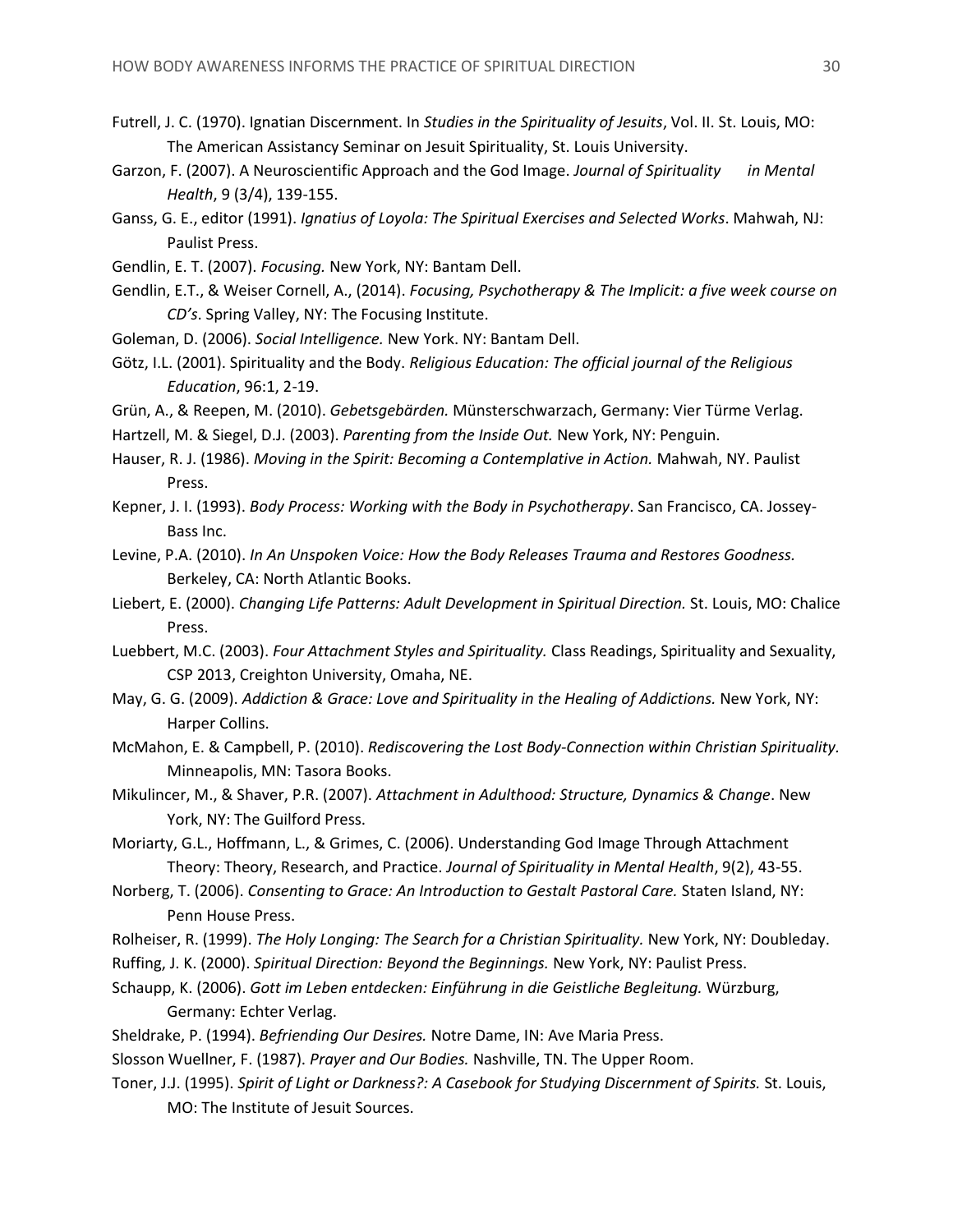Futrell, J. C. (1970). Ignatian Discernment. In *Studies in the Spirituality of Jesuits*, Vol. II. St. Louis, MO: The American Assistancy Seminar on Jesuit Spirituality, St. Louis University.

Garzon, F. (2007). A Neuroscientific Approach and the God Image. *Journal of Spirituality in Mental Health*, 9 (3/4), 139-155.

Ganss, G. E., editor (1991). *Ignatius of Loyola: The Spiritual Exercises and Selected Works*. Mahwah, NJ: Paulist Press.

Gendlin, E. T. (2007). *Focusing.* New York, NY: Bantam Dell.

Gendlin, E.T., & Weiser Cornell, A., (2014). *Focusing, Psychotherapy & The Implicit: a five week course on CD's*. Spring Valley, NY: The Focusing Institute.

Goleman, D. (2006). *Social Intelligence.* New York. NY: Bantam Dell.

Götz, I.L. (2001). Spirituality and the Body. *Religious Education: The official journal of the Religious Education*, 96:1, 2-19.

Grün, A., & Reepen, M. (2010). *Gebetsgebärden.* Münsterschwarzach, Germany: Vier Türme Verlag.

Hartzell, M. & Siegel, D.J. (2003). *Parenting from the Inside Out.* New York, NY: Penguin.

Hauser, R. J. (1986). *Moving in the Spirit: Becoming a Contemplative in Action.* Mahwah, NY. Paulist Press.

Kepner, J. I. (1993). *Body Process: Working with the Body in Psychotherapy*. San Francisco, CA. Jossey-Bass Inc.

Levine, P.A. (2010). *In An Unspoken Voice: How the Body Releases Trauma and Restores Goodness.* Berkeley, CA: North Atlantic Books.

Liebert, E. (2000). *Changing Life Patterns: Adult Development in Spiritual Direction.* St. Louis, MO: Chalice Press.

Luebbert, M.C. (2003). *Four Attachment Styles and Spirituality.* Class Readings, Spirituality and Sexuality, CSP 2013, Creighton University, Omaha, NE.

May, G. G. (2009). *Addiction & Grace: Love and Spirituality in the Healing of Addictions.* New York, NY: Harper Collins.

McMahon, E. & Campbell, P. (2010). *Rediscovering the Lost Body-Connection within Christian Spirituality.* Minneapolis, MN: Tasora Books.

Mikulincer, M., & Shaver, P.R. (2007). *Attachment in Adulthood: Structure, Dynamics & Change*. New York, NY: The Guilford Press.

Moriarty, G.L., Hoffmann, L., & Grimes, C. (2006). Understanding God Image Through Attachment Theory: Theory, Research, and Practice. *Journal of Spirituality in Mental Health*, 9(2), 43-55.

Norberg, T. (2006). *Consenting to Grace: An Introduction to Gestalt Pastoral Care.* Staten Island, NY: Penn House Press.

Rolheiser, R. (1999). *The Holy Longing: The Search for a Christian Spirituality.* New York, NY: Doubleday.

Ruffing, J. K. (2000). *Spiritual Direction: Beyond the Beginnings.* New York, NY: Paulist Press.

Schaupp, K. (2006). *Gott im Leben entdecken: Einführung in die Geistliche Begleitung.* Würzburg, Germany: Echter Verlag.

Sheldrake, P. (1994). *Befriending Our Desires.* Notre Dame, IN: Ave Maria Press.

Slosson Wuellner, F. (1987). *Prayer and Our Bodies.* Nashville, TN. The Upper Room.

Toner, J.J. (1995). *Spirit of Light or Darkness?: A Casebook for Studying Discernment of Spirits.* St. Louis, MO: The Institute of Jesuit Sources.